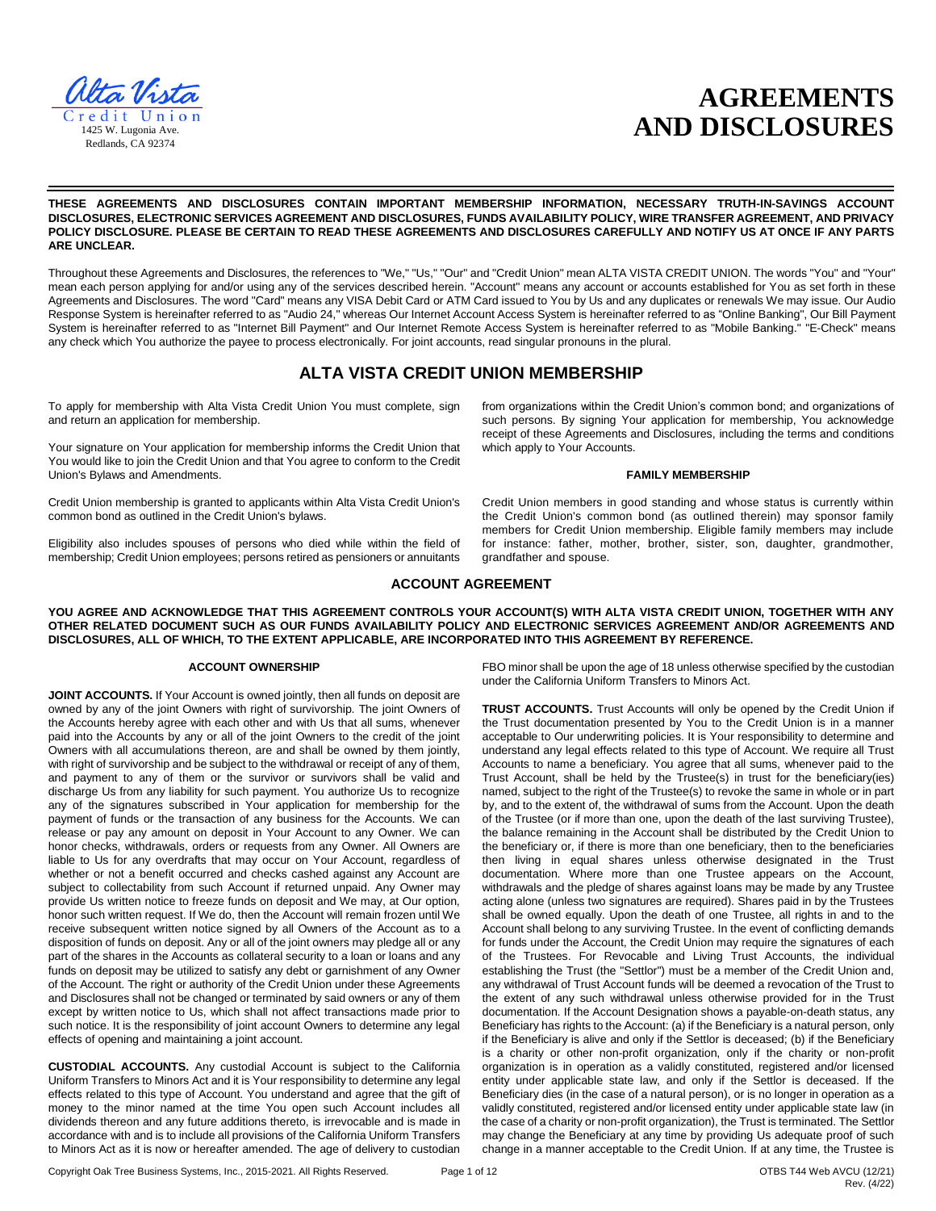Alta Vista Credit Union
1425 W. Lugonia Ave.
Redlands, CA 92374

# AGREEMENTS AND DISCLOSURES

**THESE AGREEMENTS AND DISCLOSURES CONTAIN IMPORTANT MEMBERSHIP INFORMATION, NECESSARY TRUTH-IN-SAVINGS ACCOUNT DISCLOSURES, ELECTRONIC SERVICES AGREEMENT AND DISCLOSURES, FUNDS AVAILABILITY POLICY, WIRE TRANSFER AGREEMENT, AND PRIVACY POLICY DISCLOSURE. PLEASE BE CERTAIN TO READ THESE AGREEMENTS AND DISCLOSURES CAREFULLY AND NOTIFY US AT ONCE IF ANY PARTS ARE UNCLEAR.**

Throughout these Agreements and Disclosures, the references to "We," "Us," "Our" and "Credit Union" mean ALTA VISTA CREDIT UNION. The words "You" and "Your" mean each person applying for and/or using any of the services described herein. "Account" means any account or accounts established for You as set forth in these Agreements and Disclosures. The word "Card" means any VISA Debit Card or ATM Card issued to You by Us and any duplicates or renewals We may issue. Our Audio Response System is hereinafter referred to as "Audio 24," whereas Our Internet Account Access System is hereinafter referred to as "Online Banking", Our Bill Payment System is hereinafter referred to as "Internet Bill Payment" and Our Internet Remote Access System is hereinafter referred to as "Mobile Banking." "E-Check" means any check which You authorize the payee to process electronically. For joint accounts, read singular pronouns in the plural.

## ALTA VISTA CREDIT UNION MEMBERSHIP

To apply for membership with Alta Vista Credit Union You must complete, sign and return an application for membership.

Your signature on Your application for membership informs the Credit Union that You would like to join the Credit Union and that You agree to conform to the Credit Union's Bylaws and Amendments.

Credit Union membership is granted to applicants within Alta Vista Credit Union's common bond as outlined in the Credit Union's bylaws.

Eligibility also includes spouses of persons who died while within the field of membership; Credit Union employees; persons retired as pensioners or annuitants from organizations within the Credit Union's common bond; and organizations of such persons. By signing Your application for membership, You acknowledge receipt of these Agreements and Disclosures, including the terms and conditions which apply to Your Accounts.

### FAMILY MEMBERSHIP

Credit Union members in good standing and whose status is currently within the Credit Union's common bond (as outlined therein) may sponsor family members for Credit Union membership. Eligible family members may include for instance: father, mother, brother, sister, son, daughter, grandmother, grandfather and spouse.

## ACCOUNT AGREEMENT

**YOU AGREE AND ACKNOWLEDGE THAT THIS AGREEMENT CONTROLS YOUR ACCOUNT(S) WITH ALTA VISTA CREDIT UNION, TOGETHER WITH ANY OTHER RELATED DOCUMENT SUCH AS OUR FUNDS AVAILABILITY POLICY AND ELECTRONIC SERVICES AGREEMENT AND/OR AGREEMENTS AND DISCLOSURES, ALL OF WHICH, TO THE EXTENT APPLICABLE, ARE INCORPORATED INTO THIS AGREEMENT BY REFERENCE.**

### ACCOUNT OWNERSHIP

**JOINT ACCOUNTS.** If Your Account is owned jointly, then all funds on deposit are owned by any of the joint Owners with right of survivorship. The joint Owners of the Accounts hereby agree with each other and with Us that all sums, whenever paid into the Accounts by any or all of the joint Owners to the credit of the joint Owners with all accumulations thereon, are and shall be owned by them jointly, with right of survivorship and be subject to the withdrawal or receipt of any of them, and payment to any of them or the survivor or survivors shall be valid and discharge Us from any liability for such payment. You authorize Us to recognize any of the signatures subscribed in Your application for membership for the payment of funds or the transaction of any business for the Accounts. We can release or pay any amount on deposit in Your Account to any Owner. We can honor checks, withdrawals, orders or requests from any Owner. All Owners are liable to Us for any overdrafts that may occur on Your Account, regardless of whether or not a benefit occurred and checks cashed against any Account are subject to collectability from such Account if returned unpaid. Any Owner may provide Us written notice to freeze funds on deposit and We may, at Our option, honor such written request. If We do, then the Account will remain frozen until We receive subsequent written notice signed by all Owners of the Account as to a disposition of funds on deposit. Any or all of the joint owners may pledge all or any part of the shares in the Accounts as collateral security to a loan or loans and any funds on deposit may be utilized to satisfy any debt or garnishment of any Owner of the Account. The right or authority of the Credit Union under these Agreements and Disclosures shall not be changed or terminated by said owners or any of them except by written notice to Us, which shall not affect transactions made prior to such notice. It is the responsibility of joint account Owners to determine any legal effects of opening and maintaining a joint account.

**CUSTODIAL ACCOUNTS.** Any custodial Account is subject to the California Uniform Transfers to Minors Act and it is Your responsibility to determine any legal effects related to this type of Account. You understand and agree that the gift of money to the minor named at the time You open such Account includes all dividends thereon and any future additions thereto, is irrevocable and is made in accordance with and is to include all provisions of the California Uniform Transfers to Minors Act as it is now or hereafter amended. The age of delivery to custodian FBO minor shall be upon the age of 18 unless otherwise specified by the custodian under the California Uniform Transfers to Minors Act.

**TRUST ACCOUNTS.** Trust Accounts will only be opened by the Credit Union if the Trust documentation presented by You to the Credit Union is in a manner acceptable to Our underwriting policies. It is Your responsibility to determine and understand any legal effects related to this type of Account. We require all Trust Accounts to name a beneficiary. You agree that all sums, whenever paid to the Trust Account, shall be held by the Trustee(s) in trust for the beneficiary(ies) named, subject to the right of the Trustee(s) to revoke the same in whole or in part by, and to the extent of, the withdrawal of sums from the Account. Upon the death of the Trustee (or if more than one, upon the death of the last surviving Trustee), the balance remaining in the Account shall be distributed by the Credit Union to the beneficiary or, if there is more than one beneficiary, then to the beneficiaries then living in equal shares unless otherwise designated in the Trust documentation. Where more than one Trustee appears on the Account, withdrawals and the pledge of shares against loans may be made by any Trustee acting alone (unless two signatures are required). Shares paid in by the Trustees shall be owned equally. Upon the death of one Trustee, all rights in and to the Account shall belong to any surviving Trustee. In the event of conflicting demands for funds under the Account, the Credit Union may require the signatures of each of the Trustees. For Revocable and Living Trust Accounts, the individual establishing the Trust (the "Settlor") must be a member of the Credit Union and, any withdrawal of Trust Account funds will be deemed a revocation of the Trust to the extent of any such withdrawal unless otherwise provided for in the Trust documentation. If the Account Designation shows a payable-on-death status, any Beneficiary has rights to the Account: (a) if the Beneficiary is a natural person, only if the Beneficiary is alive and only if the Settlor is deceased; (b) if the Beneficiary is a charity or other non-profit organization, only if the charity or non-profit organization is in operation as a validly constituted, registered and/or licensed entity under applicable state law, and only if the Settlor is deceased. If the Beneficiary dies (in the case of a natural person), or is no longer in operation as a validly constituted, registered and/or licensed entity under applicable state law (in the case of a charity or non-profit organization), the Trust is terminated. The Settlor may change the Beneficiary at any time by providing Us adequate proof of such change in a manner acceptable to the Credit Union. If at any time, the Trustee is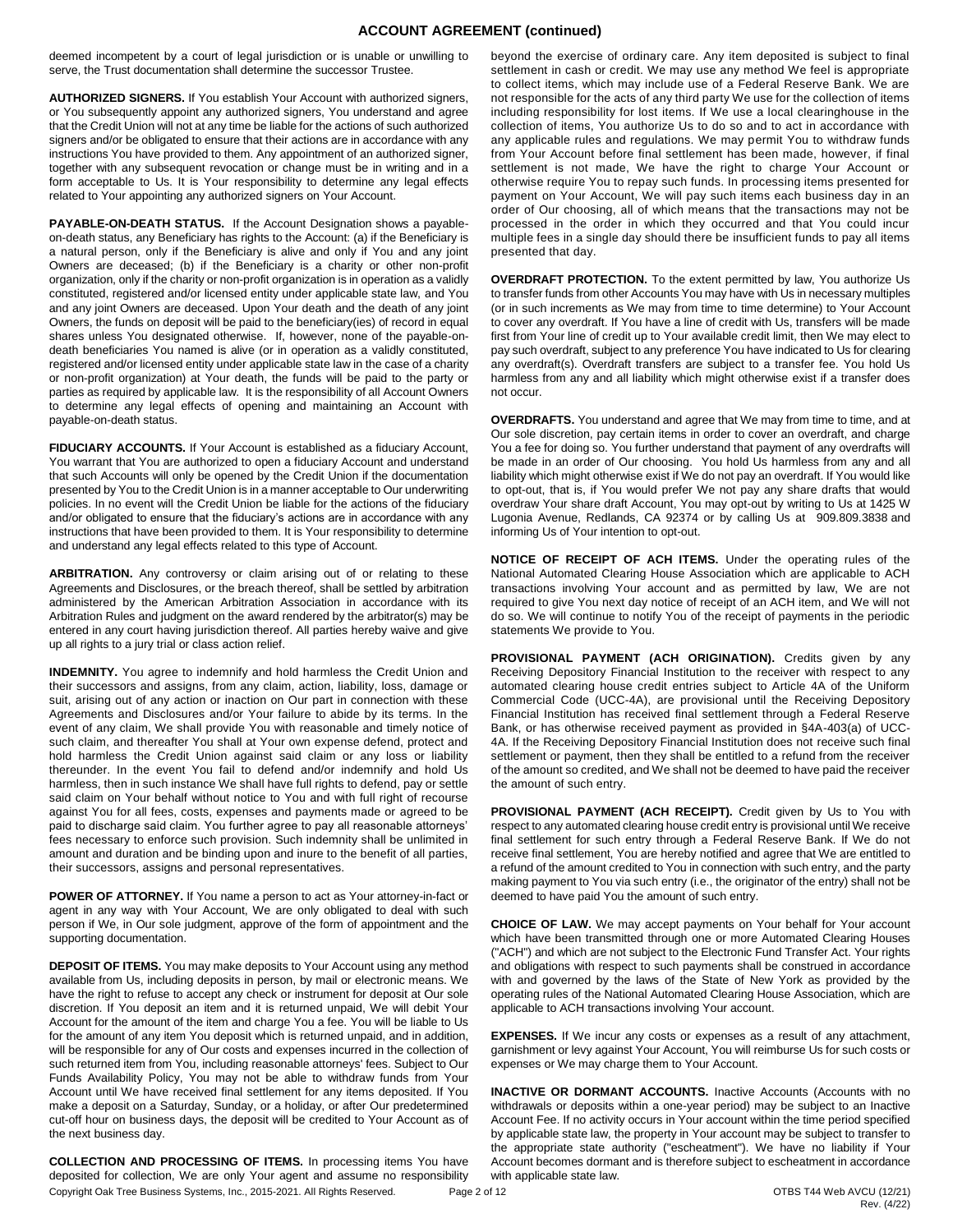# ACCOUNT AGREEMENT (continued)

deemed incompetent by a court of legal jurisdiction or is unable or unwilling to serve, the Trust documentation shall determine the successor Trustee.

**AUTHORIZED SIGNERS.** If You establish Your Account with authorized signers, or You subsequently appoint any authorized signers, You understand and agree that the Credit Union will not at any time be liable for the actions of such authorized signers and/or be obligated to ensure that their actions are in accordance with any instructions You have provided to them. Any appointment of an authorized signer, together with any subsequent revocation or change must be in writing and in a form acceptable to Us. It is Your responsibility to determine any legal effects related to Your appointing any authorized signers on Your Account.

**PAYABLE-ON-DEATH STATUS.** If the Account Designation shows a payable-on-death status, any Beneficiary has rights to the Account: (a) if the Beneficiary is a natural person, only if the Beneficiary is alive and only if You and any joint Owners are deceased; (b) if the Beneficiary is a charity or other non-profit organization, only if the charity or non-profit organization is in operation as a validly constituted, registered and/or licensed entity under applicable state law, and You and any joint Owners are deceased. Upon Your death and the death of any joint Owners, the funds on deposit will be paid to the beneficiary(ies) of record in equal shares unless You designated otherwise. If, however, none of the payable-on-death beneficiaries You named is alive (or in operation as a validly constituted, registered and/or licensed entity under applicable state law in the case of a charity or non-profit organization) at Your death, the funds will be paid to the party or parties as required by applicable law. It is the responsibility of all Account Owners to determine any legal effects of opening and maintaining an Account with payable-on-death status.

**FIDUCIARY ACCOUNTS.** If Your Account is established as a fiduciary Account, You warrant that You are authorized to open a fiduciary Account and understand that such Accounts will only be opened by the Credit Union if the documentation presented by You to the Credit Union is in a manner acceptable to Our underwriting policies. In no event will the Credit Union be liable for the actions of the fiduciary and/or obligated to ensure that the fiduciary's actions are in accordance with any instructions that have been provided to them. It is Your responsibility to determine and understand any legal effects related to this type of Account.

**ARBITRATION.** Any controversy or claim arising out of or relating to these Agreements and Disclosures, or the breach thereof, shall be settled by arbitration administered by the American Arbitration Association in accordance with its Arbitration Rules and judgment on the award rendered by the arbitrator(s) may be entered in any court having jurisdiction thereof. All parties hereby waive and give up all rights to a jury trial or class action relief.

**INDEMNITY.** You agree to indemnify and hold harmless the Credit Union and their successors and assigns, from any claim, action, liability, loss, damage or suit, arising out of any action or inaction on Our part in connection with these Agreements and Disclosures and/or Your failure to abide by its terms. In the event of any claim, We shall provide You with reasonable and timely notice of such claim, and thereafter You shall at Your own expense defend, protect and hold harmless the Credit Union against said claim or any loss or liability thereunder. In the event You fail to defend and/or indemnify and hold Us harmless, then in such instance We shall have full rights to defend, pay or settle said claim on Your behalf without notice to You and with full right of recourse against You for all fees, costs, expenses and payments made or agreed to be paid to discharge said claim. You further agree to pay all reasonable attorneys' fees necessary to enforce such provision. Such indemnity shall be unlimited in amount and duration and be binding upon and inure to the benefit of all parties, their successors, assigns and personal representatives.

**POWER OF ATTORNEY.** If You name a person to act as Your attorney-in-fact or agent in any way with Your Account, We are only obligated to deal with such person if We, in Our sole judgment, approve of the form of appointment and the supporting documentation.

**DEPOSIT OF ITEMS.** You may make deposits to Your Account using any method available from Us, including deposits in person, by mail or electronic means. We have the right to refuse to accept any check or instrument for deposit at Our sole discretion. If You deposit an item and it is returned unpaid, We will debit Your Account for the amount of the item and charge You a fee. You will be liable to Us for the amount of any item You deposit which is returned unpaid, and in addition, will be responsible for any of Our costs and expenses incurred in the collection of such returned item from You, including reasonable attorneys' fees. Subject to Our Funds Availability Policy, You may not be able to withdraw funds from Your Account until We have received final settlement for any items deposited. If You make a deposit on a Saturday, Sunday, or a holiday, or after Our predetermined cut-off hour on business days, the deposit will be credited to Your Account as of the next business day.

**COLLECTION AND PROCESSING OF ITEMS.** In processing items You have deposited for collection, We are only Your agent and assume no responsibility beyond the exercise of ordinary care. Any item deposited is subject to final settlement in cash or credit. We may use any method We feel is appropriate to collect items, which may include use of a Federal Reserve Bank. We are not responsible for the acts of any third party We use for the collection of items including responsibility for lost items. If We use a local clearinghouse in the collection of items, You authorize Us to do so and to act in accordance with any applicable rules and regulations. We may permit You to withdraw funds from Your Account before final settlement has been made, however, if final settlement is not made, We have the right to charge Your Account or otherwise require You to repay such funds. In processing items presented for payment on Your Account, We will pay such items each business day in an order of Our choosing, all of which means that the transactions may not be processed in the order in which they occurred and that You could incur multiple fees in a single day should there be insufficient funds to pay all items presented that day.

**OVERDRAFT PROTECTION.** To the extent permitted by law, You authorize Us to transfer funds from other Accounts You may have with Us in necessary multiples (or in such increments as We may from time to time determine) to Your Account to cover any overdraft. If You have a line of credit with Us, transfers will be made first from Your line of credit up to Your available credit limit, then We may elect to pay such overdraft, subject to any preference You have indicated to Us for clearing any overdraft(s). Overdraft transfers are subject to a transfer fee. You hold Us harmless from any and all liability which might otherwise exist if a transfer does not occur.

**OVERDRAFTS.** You understand and agree that We may from time to time, and at Our sole discretion, pay certain items in order to cover an overdraft, and charge You a fee for doing so. You further understand that payment of any overdrafts will be made in an order of Our choosing. You hold Us harmless from any and all liability which might otherwise exist if We do not pay an overdraft. If You would like to opt-out, that is, if You would prefer We not pay any share drafts that would overdraw Your share draft Account, You may opt-out by writing to Us at 1425 W Lugonia Avenue, Redlands, CA 92374 or by calling Us at 909.809.3838 and informing Us of Your intention to opt-out.

**NOTICE OF RECEIPT OF ACH ITEMS.** Under the operating rules of the National Automated Clearing House Association which are applicable to ACH transactions involving Your account and as permitted by law, We are not required to give You next day notice of receipt of an ACH item, and We will not do so. We will continue to notify You of the receipt of payments in the periodic statements We provide to You.

**PROVISIONAL PAYMENT (ACH ORIGINATION).** Credits given by any Receiving Depository Financial Institution to the receiver with respect to any automated clearing house credit entries subject to Article 4A of the Uniform Commercial Code (UCC-4A), are provisional until the Receiving Depository Financial Institution has received final settlement through a Federal Reserve Bank, or has otherwise received payment as provided in §4A-403(a) of UCC-4A. If the Receiving Depository Financial Institution does not receive such final settlement or payment, then they shall be entitled to a refund from the receiver of the amount so credited, and We shall not be deemed to have paid the receiver the amount of such entry.

**PROVISIONAL PAYMENT (ACH RECEIPT).** Credit given by Us to You with respect to any automated clearing house credit entry is provisional until We receive final settlement for such entry through a Federal Reserve Bank. If We do not receive final settlement, You are hereby notified and agree that We are entitled to a refund of the amount credited to You in connection with such entry, and the party making payment to You via such entry (i.e., the originator of the entry) shall not be deemed to have paid You the amount of such entry.

**CHOICE OF LAW.** We may accept payments on Your behalf for Your account which have been transmitted through one or more Automated Clearing Houses ("ACH") and which are not subject to the Electronic Fund Transfer Act. Your rights and obligations with respect to such payments shall be construed in accordance with and governed by the laws of the State of New York as provided by the operating rules of the National Automated Clearing House Association, which are applicable to ACH transactions involving Your account.

**EXPENSES.** If We incur any costs or expenses as a result of any attachment, garnishment or levy against Your Account, You will reimburse Us for such costs or expenses or We may charge them to Your Account.

**INACTIVE OR DORMANT ACCOUNTS.** Inactive Accounts (Accounts with no withdrawals or deposits within a one-year period) may be subject to an Inactive Account Fee. If no activity occurs in Your account within the time period specified by applicable state law, the property in Your account may be subject to transfer to the appropriate state authority ("escheatment"). We have no liability if Your Account becomes dormant and is therefore subject to escheatment in accordance with applicable state law.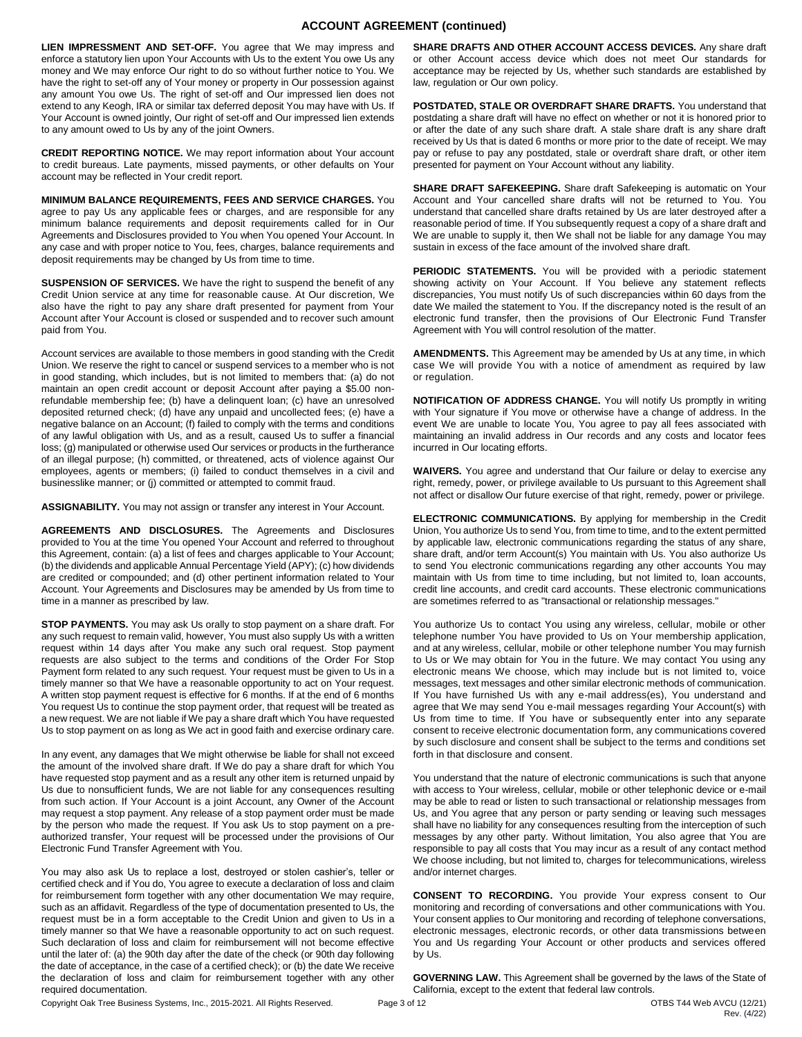## ACCOUNT AGREEMENT (continued)

**LIEN IMPRESSMENT AND SET-OFF.** You agree that We may impress and enforce a statutory lien upon Your Accounts with Us to the extent You owe Us any money and We may enforce Our right to do so without further notice to You. We have the right to set-off any of Your money or property in Our possession against any amount You owe Us. The right of set-off and Our impressed lien does not extend to any Keogh, IRA or similar tax deferred deposit You may have with Us. If Your Account is owned jointly, Our right of set-off and Our impressed lien extends to any amount owed to Us by any of the joint Owners.

**CREDIT REPORTING NOTICE.** We may report information about Your account to credit bureaus. Late payments, missed payments, or other defaults on Your account may be reflected in Your credit report.

**MINIMUM BALANCE REQUIREMENTS, FEES AND SERVICE CHARGES.** You agree to pay Us any applicable fees or charges, and are responsible for any minimum balance requirements and deposit requirements called for in Our Agreements and Disclosures provided to You when You opened Your Account. In any case and with proper notice to You, fees, charges, balance requirements and deposit requirements may be changed by Us from time to time.

**SUSPENSION OF SERVICES.** We have the right to suspend the benefit of any Credit Union service at any time for reasonable cause. At Our discretion, We also have the right to pay any share draft presented for payment from Your Account after Your Account is closed or suspended and to recover such amount paid from You.

Account services are available to those members in good standing with the Credit Union. We reserve the right to cancel or suspend services to a member who is not in good standing, which includes, but is not limited to members that: (a) do not maintain an open credit account or deposit Account after paying a $5.00 non-refundable membership fee; (b) have a delinquent loan; (c) have an unresolved deposited returned check; (d) have any unpaid and uncollected fees; (e) have a negative balance on an Account; (f) failed to comply with the terms and conditions of any lawful obligation with Us, and as a result, caused Us to suffer a financial loss; (g) manipulated or otherwise used Our services or products in the furtherance of an illegal purpose; (h) committed, or threatened, acts of violence against Our employees, agents or members; (i) failed to conduct themselves in a civil and businesslike manner; or (j) committed or attempted to commit fraud.

**ASSIGNABILITY.** You may not assign or transfer any interest in Your Account.

**AGREEMENTS AND DISCLOSURES.** The Agreements and Disclosures provided to You at the time You opened Your Account and referred to throughout this Agreement, contain: (a) a list of fees and charges applicable to Your Account; (b) the dividends and applicable Annual Percentage Yield (APY); (c) how dividends are credited or compounded; and (d) other pertinent information related to Your Account. Your Agreements and Disclosures may be amended by Us from time to time in a manner as prescribed by law.

**STOP PAYMENTS.** You may ask Us orally to stop payment on a share draft. For any such request to remain valid, however, You must also supply Us with a written request within 14 days after You make any such oral request. Stop payment requests are also subject to the terms and conditions of the Order For Stop Payment form related to any such request. Your request must be given to Us in a timely manner so that We have a reasonable opportunity to act on Your request. A written stop payment request is effective for 6 months. If at the end of 6 months You request Us to continue the stop payment order, that request will be treated as a new request. We are not liable if We pay a share draft which You have requested Us to stop payment on as long as We act in good faith and exercise ordinary care.

In any event, any damages that We might otherwise be liable for shall not exceed the amount of the involved share draft. If We do pay a share draft for which You have requested stop payment and as a result any other item is returned unpaid by Us due to nonsufficient funds, We are not liable for any consequences resulting from such action. If Your Account is a joint Account, any Owner of the Account may request a stop payment. Any release of a stop payment order must be made by the person who made the request. If You ask Us to stop payment on a pre-authorized transfer, Your request will be processed under the provisions of Our Electronic Fund Transfer Agreement with You.

You may also ask Us to replace a lost, destroyed or stolen cashier's, teller or certified check and if You do, You agree to execute a declaration of loss and claim for reimbursement form together with any other documentation We may require, such as an affidavit. Regardless of the type of documentation presented to Us, the request must be in a form acceptable to the Credit Union and given to Us in a timely manner so that We have a reasonable opportunity to act on such request. Such declaration of loss and claim for reimbursement will not become effective until the later of: (a) the 90th day after the date of the check (or 90th day following the date of acceptance, in the case of a certified check); or (b) the date We receive the declaration of loss and claim for reimbursement together with any other required documentation.

**SHARE DRAFTS AND OTHER ACCOUNT ACCESS DEVICES.** Any share draft or other Account access device which does not meet Our standards for acceptance may be rejected by Us, whether such standards are established by law, regulation or Our own policy.

**POSTDATED, STALE OR OVERDRAFT SHARE DRAFTS.** You understand that postdating a share draft will have no effect on whether or not it is honored prior to or after the date of any such share draft. A stale share draft is any share draft received by Us that is dated 6 months or more prior to the date of receipt. We may pay or refuse to pay any postdated, stale or overdraft share draft, or other item presented for payment on Your Account without any liability.

**SHARE DRAFT SAFEKEEPING.** Share draft Safekeeping is automatic on Your Account and Your cancelled share drafts will not be returned to You. You understand that cancelled share drafts retained by Us are later destroyed after a reasonable period of time. If You subsequently request a copy of a share draft and We are unable to supply it, then We shall not be liable for any damage You may sustain in excess of the face amount of the involved share draft.

**PERIODIC STATEMENTS.** You will be provided with a periodic statement showing activity on Your Account. If You believe any statement reflects discrepancies, You must notify Us of such discrepancies within 60 days from the date We mailed the statement to You. If the discrepancy noted is the result of an electronic fund transfer, then the provisions of Our Electronic Fund Transfer Agreement with You will control resolution of the matter.

**AMENDMENTS.** This Agreement may be amended by Us at any time, in which case We will provide You with a notice of amendment as required by law or regulation.

**NOTIFICATION OF ADDRESS CHANGE.** You will notify Us promptly in writing with Your signature if You move or otherwise have a change of address. In the event We are unable to locate You, You agree to pay all fees associated with maintaining an invalid address in Our records and any costs and locator fees incurred in Our locating efforts.

**WAIVERS.** You agree and understand that Our failure or delay to exercise any right, remedy, power, or privilege available to Us pursuant to this Agreement shall not affect or disallow Our future exercise of that right, remedy, power or privilege.

**ELECTRONIC COMMUNICATIONS.** By applying for membership in the Credit Union, You authorize Us to send You, from time to time, and to the extent permitted by applicable law, electronic communications regarding the status of any share, share draft, and/or term Account(s) You maintain with Us. You also authorize Us to send You electronic communications regarding any other accounts You may maintain with Us from time to time including, but not limited to, loan accounts, credit line accounts, and credit card accounts. These electronic communications are sometimes referred to as "transactional or relationship messages."

You authorize Us to contact You using any wireless, cellular, mobile or other telephone number You have provided to Us on Your membership application, and at any wireless, cellular, mobile or other telephone number You may furnish to Us or We may obtain for You in the future. We may contact You using any electronic means We choose, which may include but is not limited to, voice messages, text messages and other similar electronic methods of communication. If You have furnished Us with any e-mail address(es), You understand and agree that We may send You e-mail messages regarding Your Account(s) with Us from time to time. If You have or subsequently enter into any separate consent to receive electronic documentation form, any communications covered by such disclosure and consent shall be subject to the terms and conditions set forth in that disclosure and consent.

You understand that the nature of electronic communications is such that anyone with access to Your wireless, cellular, mobile or other telephonic device or e-mail may be able to read or listen to such transactional or relationship messages from Us, and You agree that any person or party sending or leaving such messages shall have no liability for any consequences resulting from the interception of such messages by any other party. Without limitation, You also agree that You are responsible to pay all costs that You may incur as a result of any contact method We choose including, but not limited to, charges for telecommunications, wireless and/or internet charges.

**CONSENT TO RECORDING.** You provide Your express consent to Our monitoring and recording of conversations and other communications with You. Your consent applies to Our monitoring and recording of telephone conversations, electronic messages, electronic records, or other data transmissions between You and Us regarding Your Account or other products and services offered by Us.

**GOVERNING LAW.** This Agreement shall be governed by the laws of the State of California, except to the extent that federal law controls.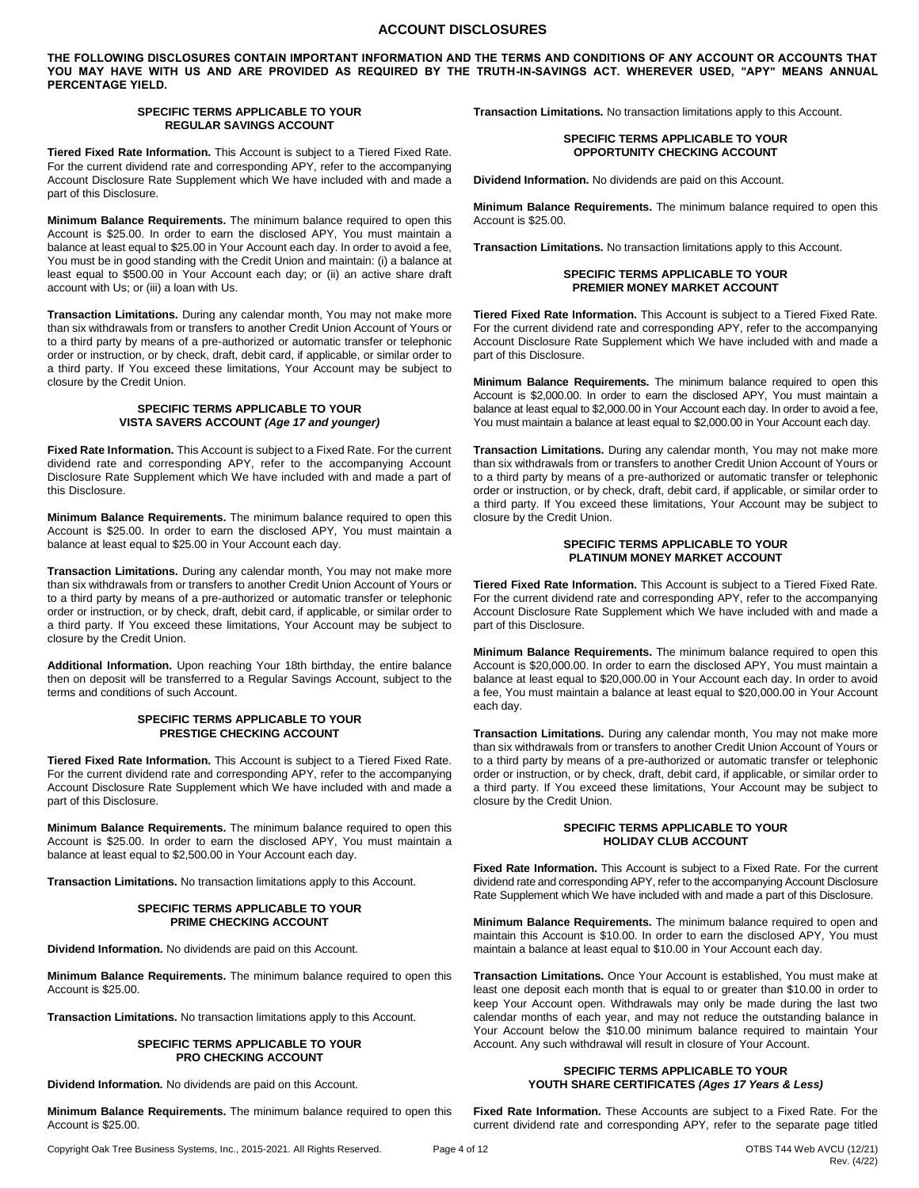# ACCOUNT DISCLOSURES

**THE FOLLOWING DISCLOSURES CONTAIN IMPORTANT INFORMATION AND THE TERMS AND CONDITIONS OF ANY ACCOUNT OR ACCOUNTS THAT YOU MAY HAVE WITH US AND ARE PROVIDED AS REQUIRED BY THE TRUTH-IN-SAVINGS ACT. WHEREVER USED, "APY" MEANS ANNUAL PERCENTAGE YIELD.**

## SPECIFIC TERMS APPLICABLE TO YOUR REGULAR SAVINGS ACCOUNT

**Tiered Fixed Rate Information.** This Account is subject to a Tiered Fixed Rate. For the current dividend rate and corresponding APY, refer to the accompanying Account Disclosure Rate Supplement which We have included with and made a part of this Disclosure.

**Minimum Balance Requirements.** The minimum balance required to open this Account is $25.00. In order to earn the disclosed APY, You must maintain a balance at least equal to $25.00 in Your Account each day. In order to avoid a fee, You must be in good standing with the Credit Union and maintain: (i) a balance at least equal to $500.00 in Your Account each day; or (ii) an active share draft account with Us; or (iii) a loan with Us.

**Transaction Limitations.** During any calendar month, You may not make more than six withdrawals from or transfers to another Credit Union Account of Yours or to a third party by means of a pre-authorized or automatic transfer or telephonic order or instruction, or by check, draft, debit card, if applicable, or similar order to a third party. If You exceed these limitations, Your Account may be subject to closure by the Credit Union.

## SPECIFIC TERMS APPLICABLE TO YOUR VISTA SAVERS ACCOUNT *(Age 17 and younger)*

**Fixed Rate Information.** This Account is subject to a Fixed Rate. For the current dividend rate and corresponding APY, refer to the accompanying Account Disclosure Rate Supplement which We have included with and made a part of this Disclosure.

**Minimum Balance Requirements.** The minimum balance required to open this Account is $25.00. In order to earn the disclosed APY, You must maintain a balance at least equal to $25.00 in Your Account each day.

**Transaction Limitations.** During any calendar month, You may not make more than six withdrawals from or transfers to another Credit Union Account of Yours or to a third party by means of a pre-authorized or automatic transfer or telephonic order or instruction, or by check, draft, debit card, if applicable, or similar order to a third party. If You exceed these limitations, Your Account may be subject to closure by the Credit Union.

**Additional Information.** Upon reaching Your 18th birthday, the entire balance then on deposit will be transferred to a Regular Savings Account, subject to the terms and conditions of such Account.

## SPECIFIC TERMS APPLICABLE TO YOUR PRESTIGE CHECKING ACCOUNT

**Tiered Fixed Rate Information.** This Account is subject to a Tiered Fixed Rate. For the current dividend rate and corresponding APY, refer to the accompanying Account Disclosure Rate Supplement which We have included with and made a part of this Disclosure.

**Minimum Balance Requirements.** The minimum balance required to open this Account is $25.00. In order to earn the disclosed APY, You must maintain a balance at least equal to $2,500.00 in Your Account each day.

**Transaction Limitations.** No transaction limitations apply to this Account.

## SPECIFIC TERMS APPLICABLE TO YOUR PRIME CHECKING ACCOUNT

**Dividend Information.** No dividends are paid on this Account.

**Minimum Balance Requirements.** The minimum balance required to open this Account is $25.00.

**Transaction Limitations.** No transaction limitations apply to this Account.

## SPECIFIC TERMS APPLICABLE TO YOUR PRO CHECKING ACCOUNT

**Dividend Information.** No dividends are paid on this Account.

**Minimum Balance Requirements.** The minimum balance required to open this Account is $25.00.

**Transaction Limitations.** No transaction limitations apply to this Account.

## SPECIFIC TERMS APPLICABLE TO YOUR OPPORTUNITY CHECKING ACCOUNT

**Dividend Information.** No dividends are paid on this Account.

**Minimum Balance Requirements.** The minimum balance required to open this Account is $25.00.

**Transaction Limitations.** No transaction limitations apply to this Account.

## SPECIFIC TERMS APPLICABLE TO YOUR PREMIER MONEY MARKET ACCOUNT

**Tiered Fixed Rate Information.** This Account is subject to a Tiered Fixed Rate. For the current dividend rate and corresponding APY, refer to the accompanying Account Disclosure Rate Supplement which We have included with and made a part of this Disclosure.

**Minimum Balance Requirements.** The minimum balance required to open this Account is $2,000.00. In order to earn the disclosed APY, You must maintain a balance at least equal to $2,000.00 in Your Account each day. In order to avoid a fee, You must maintain a balance at least equal to $2,000.00 in Your Account each day.

**Transaction Limitations.** During any calendar month, You may not make more than six withdrawals from or transfers to another Credit Union Account of Yours or to a third party by means of a pre-authorized or automatic transfer or telephonic order or instruction, or by check, draft, debit card, if applicable, or similar order to a third party. If You exceed these limitations, Your Account may be subject to closure by the Credit Union.

## SPECIFIC TERMS APPLICABLE TO YOUR PLATINUM MONEY MARKET ACCOUNT

**Tiered Fixed Rate Information.** This Account is subject to a Tiered Fixed Rate. For the current dividend rate and corresponding APY, refer to the accompanying Account Disclosure Rate Supplement which We have included with and made a part of this Disclosure.

**Minimum Balance Requirements.** The minimum balance required to open this Account is $20,000.00. In order to earn the disclosed APY, You must maintain a balance at least equal to $20,000.00 in Your Account each day. In order to avoid a fee, You must maintain a balance at least equal to $20,000.00 in Your Account each day.

**Transaction Limitations.** During any calendar month, You may not make more than six withdrawals from or transfers to another Credit Union Account of Yours or to a third party by means of a pre-authorized or automatic transfer or telephonic order or instruction, or by check, draft, debit card, if applicable, or similar order to a third party. If You exceed these limitations, Your Account may be subject to closure by the Credit Union.

## SPECIFIC TERMS APPLICABLE TO YOUR HOLIDAY CLUB ACCOUNT

**Fixed Rate Information.** This Account is subject to a Fixed Rate. For the current dividend rate and corresponding APY, refer to the accompanying Account Disclosure Rate Supplement which We have included with and made a part of this Disclosure.

**Minimum Balance Requirements.** The minimum balance required to open and maintain this Account is $10.00. In order to earn the disclosed APY, You must maintain a balance at least equal to $10.00 in Your Account each day.

**Transaction Limitations.** Once Your Account is established, You must make at least one deposit each month that is equal to or greater than $10.00 in order to keep Your Account open. Withdrawals may only be made during the last two calendar months of each year, and may not reduce the outstanding balance in Your Account below the $10.00 minimum balance required to maintain Your Account. Any such withdrawal will result in closure of Your Account.

## SPECIFIC TERMS APPLICABLE TO YOUR YOUTH SHARE CERTIFICATES *(Ages 17 Years & Less)*

**Fixed Rate Information.** These Accounts are subject to a Fixed Rate. For the current dividend rate and corresponding APY, refer to the separate page titled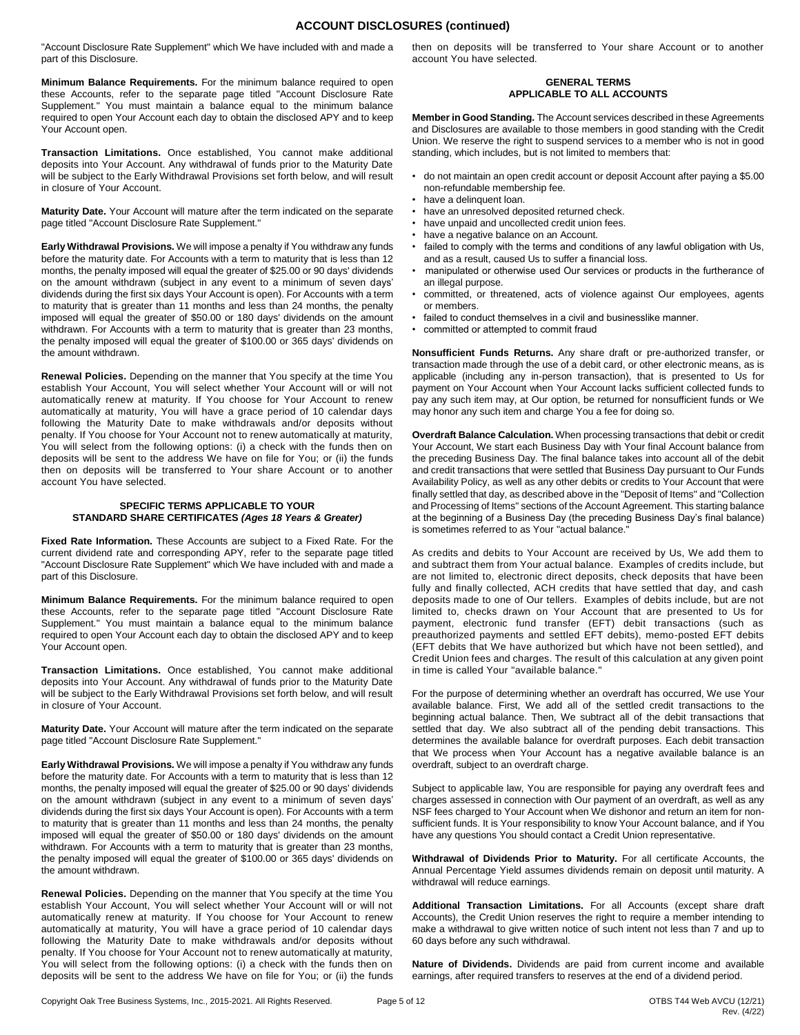## ACCOUNT DISCLOSURES (continued)

"Account Disclosure Rate Supplement" which We have included with and made a part of this Disclosure.

**Minimum Balance Requirements.** For the minimum balance required to open these Accounts, refer to the separate page titled "Account Disclosure Rate Supplement." You must maintain a balance equal to the minimum balance required to open Your Account each day to obtain the disclosed APY and to keep Your Account open.

**Transaction Limitations.** Once established, You cannot make additional deposits into Your Account. Any withdrawal of funds prior to the Maturity Date will be subject to the Early Withdrawal Provisions set forth below, and will result in closure of Your Account.

**Maturity Date.** Your Account will mature after the term indicated on the separate page titled "Account Disclosure Rate Supplement."

**Early Withdrawal Provisions.** We will impose a penalty if You withdraw any funds before the maturity date. For Accounts with a term to maturity that is less than 12 months, the penalty imposed will equal the greater of $25.00 or 90 days' dividends on the amount withdrawn (subject in any event to a minimum of seven days' dividends during the first six days Your Account is open). For Accounts with a term to maturity that is greater than 11 months and less than 24 months, the penalty imposed will equal the greater of $50.00 or 180 days' dividends on the amount withdrawn. For Accounts with a term to maturity that is greater than 23 months, the penalty imposed will equal the greater of $100.00 or 365 days' dividends on the amount withdrawn.

**Renewal Policies.** Depending on the manner that You specify at the time You establish Your Account, You will select whether Your Account will or will not automatically renew at maturity. If You choose for Your Account to renew automatically at maturity, You will have a grace period of 10 calendar days following the Maturity Date to make withdrawals and/or deposits without penalty. If You choose for Your Account not to renew automatically at maturity, You will select from the following options: (i) a check with the funds then on deposits will be sent to the address We have on file for You; or (ii) the funds then on deposits will be transferred to Your share Account or to another account You have selected.

### SPECIFIC TERMS APPLICABLE TO YOUR STANDARD SHARE CERTIFICATES *(Ages 18 Years & Greater)*

**Fixed Rate Information.** These Accounts are subject to a Fixed Rate. For the current dividend rate and corresponding APY, refer to the separate page titled "Account Disclosure Rate Supplement" which We have included with and made a part of this Disclosure.

**Minimum Balance Requirements.** For the minimum balance required to open these Accounts, refer to the separate page titled "Account Disclosure Rate Supplement." You must maintain a balance equal to the minimum balance required to open Your Account each day to obtain the disclosed APY and to keep Your Account open.

**Transaction Limitations.** Once established, You cannot make additional deposits into Your Account. Any withdrawal of funds prior to the Maturity Date will be subject to the Early Withdrawal Provisions set forth below, and will result in closure of Your Account.

**Maturity Date.** Your Account will mature after the term indicated on the separate page titled "Account Disclosure Rate Supplement."

**Early Withdrawal Provisions.** We will impose a penalty if You withdraw any funds before the maturity date. For Accounts with a term to maturity that is less than 12 months, the penalty imposed will equal the greater of $25.00 or 90 days' dividends on the amount withdrawn (subject in any event to a minimum of seven days' dividends during the first six days Your Account is open). For Accounts with a term to maturity that is greater than 11 months and less than 24 months, the penalty imposed will equal the greater of $50.00 or 180 days' dividends on the amount withdrawn. For Accounts with a term to maturity that is greater than 23 months, the penalty imposed will equal the greater of $100.00 or 365 days' dividends on the amount withdrawn.

**Renewal Policies.** Depending on the manner that You specify at the time You establish Your Account, You will select whether Your Account will or will not automatically renew at maturity. If You choose for Your Account to renew automatically at maturity, You will have a grace period of 10 calendar days following the Maturity Date to make withdrawals and/or deposits without penalty. If You choose for Your Account not to renew automatically at maturity, You will select from the following options: (i) a check with the funds then on deposits will be sent to the address We have on file for You; or (ii) the funds then on deposits will be transferred to Your share Account or to another account You have selected.

### GENERAL TERMS APPLICABLE TO ALL ACCOUNTS

**Member in Good Standing.** The Account services described in these Agreements and Disclosures are available to those members in good standing with the Credit Union. We reserve the right to suspend services to a member who is not in good standing, which includes, but is not limited to members that:

- do not maintain an open credit account or deposit Account after paying a $5.00 non-refundable membership fee.
- have a delinquent loan.
- have an unresolved deposited returned check.
- have unpaid and uncollected credit union fees.
- have a negative balance on an Account.
- failed to comply with the terms and conditions of any lawful obligation with Us, and as a result, caused Us to suffer a financial loss.
- manipulated or otherwise used Our services or products in the furtherance of an illegal purpose.
- committed, or threatened, acts of violence against Our employees, agents or members.
- failed to conduct themselves in a civil and businesslike manner.
- committed or attempted to commit fraud

**Nonsufficient Funds Returns.** Any share draft or pre-authorized transfer, or transaction made through the use of a debit card, or other electronic means, as is applicable (including any in-person transaction), that is presented to Us for payment on Your Account when Your Account lacks sufficient collected funds to pay any such item may, at Our option, be returned for nonsufficient funds or We may honor any such item and charge You a fee for doing so.

**Overdraft Balance Calculation.** When processing transactions that debit or credit Your Account, We start each Business Day with Your final Account balance from the preceding Business Day. The final balance takes into account all of the debit and credit transactions that were settled that Business Day pursuant to Our Funds Availability Policy, as well as any other debits or credits to Your Account that were finally settled that day, as described above in the "Deposit of Items" and "Collection and Processing of Items" sections of the Account Agreement. This starting balance at the beginning of a Business Day (the preceding Business Day's final balance) is sometimes referred to as Your "actual balance."

As credits and debits to Your Account are received by Us, We add them to and subtract them from Your actual balance. Examples of credits include, but are not limited to, electronic direct deposits, check deposits that have been fully and finally collected, ACH credits that have settled that day, and cash deposits made to one of Our tellers. Examples of debits include, but are not limited to, checks drawn on Your Account that are presented to Us for payment, electronic fund transfer (EFT) debit transactions (such as preauthorized payments and settled EFT debits), memo-posted EFT debits (EFT debits that We have authorized but which have not been settled), and Credit Union fees and charges. The result of this calculation at any given point in time is called Your "available balance."

For the purpose of determining whether an overdraft has occurred, We use Your available balance. First, We add all of the settled credit transactions to the beginning actual balance. Then, We subtract all of the debit transactions that settled that day. We also subtract all of the pending debit transactions. This determines the available balance for overdraft purposes. Each debit transaction that We process when Your Account has a negative available balance is an overdraft, subject to an overdraft charge.

Subject to applicable law, You are responsible for paying any overdraft fees and charges assessed in connection with Our payment of an overdraft, as well as any NSF fees charged to Your Account when We dishonor and return an item for non-sufficient funds. It is Your responsibility to know Your Account balance, and if You have any questions You should contact a Credit Union representative.

**Withdrawal of Dividends Prior to Maturity.** For all certificate Accounts, the Annual Percentage Yield assumes dividends remain on deposit until maturity. A withdrawal will reduce earnings.

**Additional Transaction Limitations.** For all Accounts (except share draft Accounts), the Credit Union reserves the right to require a member intending to make a withdrawal to give written notice of such intent not less than 7 and up to 60 days before any such withdrawal.

**Nature of Dividends.** Dividends are paid from current income and available earnings, after required transfers to reserves at the end of a dividend period.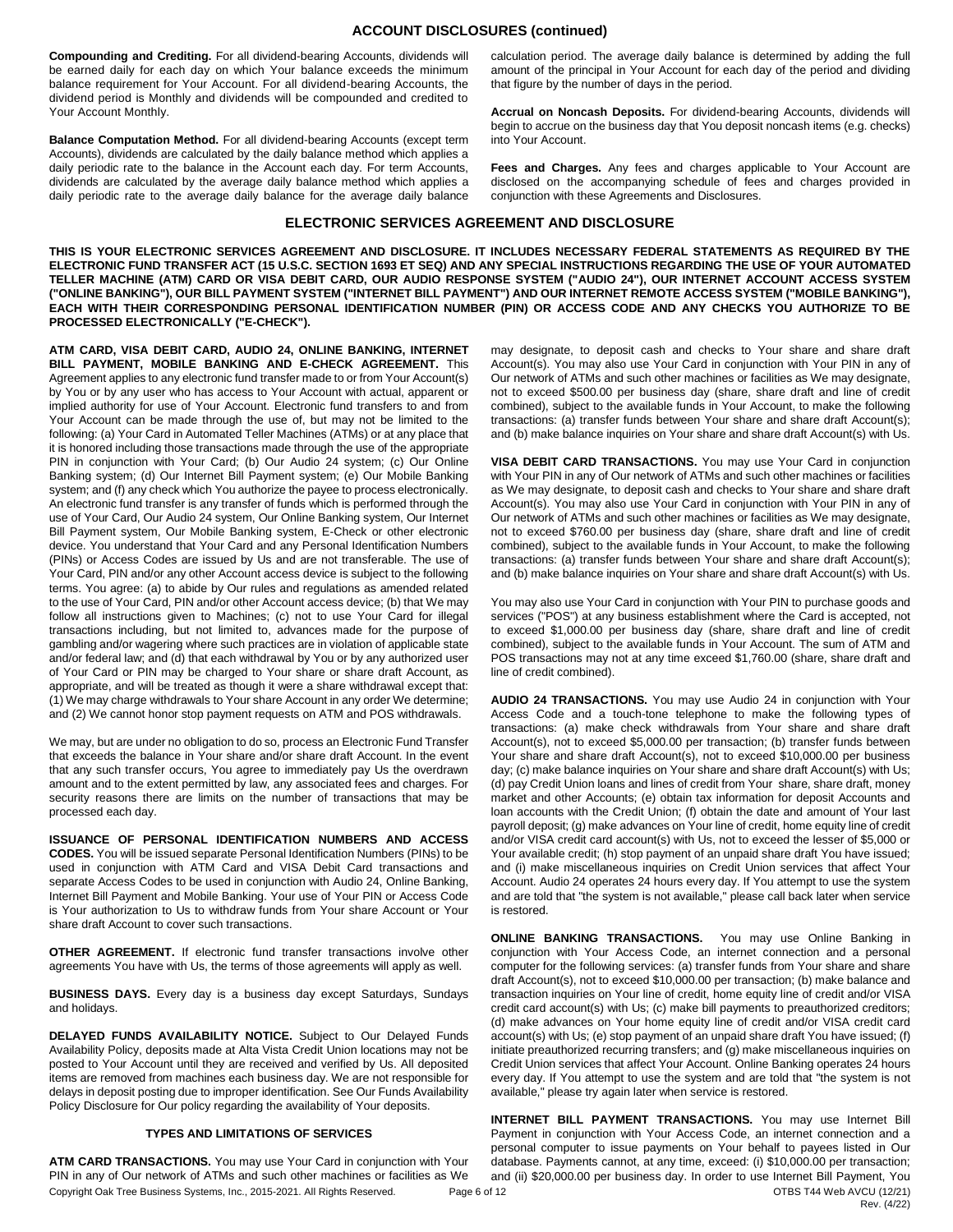## ACCOUNT DISCLOSURES (continued)

**Compounding and Crediting.** For all dividend-bearing Accounts, dividends will be earned daily for each day on which Your balance exceeds the minimum balance requirement for Your Account. For all dividend-bearing Accounts, the dividend period is Monthly and dividends will be compounded and credited to Your Account Monthly.

**Balance Computation Method.** For all dividend-bearing Accounts (except term Accounts), dividends are calculated by the daily balance method which applies a daily periodic rate to the balance in the Account each day. For term Accounts, dividends are calculated by the average daily balance method which applies a daily periodic rate to the average daily balance for the average daily balance calculation period. The average daily balance is determined by adding the full amount of the principal in Your Account for each day of the period and dividing that figure by the number of days in the period.

**Accrual on Noncash Deposits.** For dividend-bearing Accounts, dividends will begin to accrue on the business day that You deposit noncash items (e.g. checks) into Your Account.

**Fees and Charges.** Any fees and charges applicable to Your Account are disclosed on the accompanying schedule of fees and charges provided in conjunction with these Agreements and Disclosures.

## ELECTRONIC SERVICES AGREEMENT AND DISCLOSURE

**THIS IS YOUR ELECTRONIC SERVICES AGREEMENT AND DISCLOSURE. IT INCLUDES NECESSARY FEDERAL STATEMENTS AS REQUIRED BY THE ELECTRONIC FUND TRANSFER ACT (15 U.S.C. SECTION 1693 ET SEQ) AND ANY SPECIAL INSTRUCTIONS REGARDING THE USE OF YOUR AUTOMATED TELLER MACHINE (ATM) CARD OR VISA DEBIT CARD, OUR AUDIO RESPONSE SYSTEM ("AUDIO 24"), OUR INTERNET ACCOUNT ACCESS SYSTEM ("ONLINE BANKING"), OUR BILL PAYMENT SYSTEM ("INTERNET BILL PAYMENT") AND OUR INTERNET REMOTE ACCESS SYSTEM ("MOBILE BANKING"), EACH WITH THEIR CORRESPONDING PERSONAL IDENTIFICATION NUMBER (PIN) OR ACCESS CODE AND ANY CHECKS YOU AUTHORIZE TO BE PROCESSED ELECTRONICALLY ("E-CHECK").**

**ATM CARD, VISA DEBIT CARD, AUDIO 24, ONLINE BANKING, INTERNET BILL PAYMENT, MOBILE BANKING AND E-CHECK AGREEMENT.** This Agreement applies to any electronic fund transfer made to or from Your Account(s) by You or by any user who has access to Your Account with actual, apparent or implied authority for use of Your Account. Electronic fund transfers to and from Your Account can be made through the use of, but may not be limited to the following: (a) Your Card in Automated Teller Machines (ATMs) or at any place that it is honored including those transactions made through the use of the appropriate PIN in conjunction with Your Card; (b) Our Audio 24 system; (c) Our Online Banking system; (d) Our Internet Bill Payment system; (e) Our Mobile Banking system; and (f) any check which You authorize the payee to process electronically. An electronic fund transfer is any transfer of funds which is performed through the use of Your Card, Our Audio 24 system, Our Online Banking system, Our Internet Bill Payment system, Our Mobile Banking system, E-Check or other electronic device. You understand that Your Card and any Personal Identification Numbers (PINs) or Access Codes are issued by Us and are not transferable. The use of Your Card, PIN and/or any other Account access device is subject to the following terms. You agree: (a) to abide by Our rules and regulations as amended related to the use of Your Card, PIN and/or other Account access device; (b) that We may follow all instructions given to Machines; (c) not to use Your Card for illegal transactions including, but not limited to, advances made for the purpose of gambling and/or wagering where such practices are in violation of applicable state and/or federal law; and (d) that each withdrawal by You or by any authorized user of Your Card or PIN may be charged to Your share or share draft Account, as appropriate, and will be treated as though it were a share withdrawal except that: (1) We may charge withdrawals to Your share Account in any order We determine; and (2) We cannot honor stop payment requests on ATM and POS withdrawals.

We may, but are under no obligation to do so, process an Electronic Fund Transfer that exceeds the balance in Your share and/or share draft Account. In the event that any such transfer occurs, You agree to immediately pay Us the overdrawn amount and to the extent permitted by law, any associated fees and charges. For security reasons there are limits on the number of transactions that may be processed each day.

**ISSUANCE OF PERSONAL IDENTIFICATION NUMBERS AND ACCESS CODES.** You will be issued separate Personal Identification Numbers (PINs) to be used in conjunction with ATM Card and VISA Debit Card transactions and separate Access Codes to be used in conjunction with Audio 24, Online Banking, Internet Bill Payment and Mobile Banking. Your use of Your PIN or Access Code is Your authorization to Us to withdraw funds from Your share Account or Your share draft Account to cover such transactions.

**OTHER AGREEMENT.** If electronic fund transfer transactions involve other agreements You have with Us, the terms of those agreements will apply as well.

**BUSINESS DAYS.** Every day is a business day except Saturdays, Sundays and holidays.

**DELAYED FUNDS AVAILABILITY NOTICE.** Subject to Our Delayed Funds Availability Policy, deposits made at Alta Vista Credit Union locations may not be posted to Your Account until they are received and verified by Us. All deposited items are removed from machines each business day. We are not responsible for delays in deposit posting due to improper identification. See Our Funds Availability Policy Disclosure for Our policy regarding the availability of Your deposits.

### TYPES AND LIMITATIONS OF SERVICES

**ATM CARD TRANSACTIONS.** You may use Your Card in conjunction with Your PIN in any of Our network of ATMs and such other machines or facilities as We may designate, to deposit cash and checks to Your share and share draft Account(s). You may also use Your Card in conjunction with Your PIN in any of Our network of ATMs and such other machines or facilities as We may designate, not to exceed $500.00 per business day (share, share draft and line of credit combined), subject to the available funds in Your Account, to make the following transactions: (a) transfer funds between Your share and share draft Account(s); and (b) make balance inquiries on Your share and share draft Account(s) with Us.

**VISA DEBIT CARD TRANSACTIONS.** You may use Your Card in conjunction with Your PIN in any of Our network of ATMs and such other machines or facilities as We may designate, to deposit cash and checks to Your share and share draft Account(s). You may also use Your Card in conjunction with Your PIN in any of Our network of ATMs and such other machines or facilities as We may designate, not to exceed $760.00 per business day (share, share draft and line of credit combined), subject to the available funds in Your Account, to make the following transactions: (a) transfer funds between Your share and share draft Account(s); and (b) make balance inquiries on Your share and share draft Account(s) with Us.

You may also use Your Card in conjunction with Your PIN to purchase goods and services ("POS") at any business establishment where the Card is accepted, not to exceed $1,000.00 per business day (share, share draft and line of credit combined), subject to the available funds in Your Account. The sum of ATM and POS transactions may not at any time exceed $1,760.00 (share, share draft and line of credit combined).

**AUDIO 24 TRANSACTIONS.** You may use Audio 24 in conjunction with Your Access Code and a touch-tone telephone to make the following types of transactions: (a) make check withdrawals from Your share and share draft Account(s), not to exceed $5,000.00 per transaction; (b) transfer funds between Your share and share draft Account(s), not to exceed $10,000.00 per business day; (c) make balance inquiries on Your share and share draft Account(s) with Us; (d) pay Credit Union loans and lines of credit from Your share, share draft, money market and other Accounts; (e) obtain tax information for deposit Accounts and loan accounts with the Credit Union; (f) obtain the date and amount of Your last payroll deposit; (g) make advances on Your line of credit, home equity line of credit and/or VISA credit card account(s) with Us, not to exceed the lesser of $5,000 or Your available credit; (h) stop payment of an unpaid share draft You have issued; and (i) make miscellaneous inquiries on Credit Union services that affect Your Account. Audio 24 operates 24 hours every day. If You attempt to use the system and are told that "the system is not available," please call back later when service is restored.

**ONLINE BANKING TRANSACTIONS.** You may use Online Banking in conjunction with Your Access Code, an internet connection and a personal computer for the following services: (a) transfer funds from Your share and share draft Account(s), not to exceed $10,000.00 per transaction; (b) make balance and transaction inquiries on Your line of credit, home equity line of credit and/or VISA credit card account(s) with Us; (c) make bill payments to preauthorized creditors; (d) make advances on Your home equity line of credit and/or VISA credit card account(s) with Us; (e) stop payment of an unpaid share draft You have issued; (f) initiate preauthorized recurring transfers; and (g) make miscellaneous inquiries on Credit Union services that affect Your Account. Online Banking operates 24 hours every day. If You attempt to use the system and are told that "the system is not available," please try again later when service is restored.

**INTERNET BILL PAYMENT TRANSACTIONS.** You may use Internet Bill Payment in conjunction with Your Access Code, an internet connection and a personal computer to issue payments on Your behalf to payees listed in Our database. Payments cannot, at any time, exceed: (i) $10,000.00 per transaction; and (ii) $20,000.00 per business day. In order to use Internet Bill Payment, You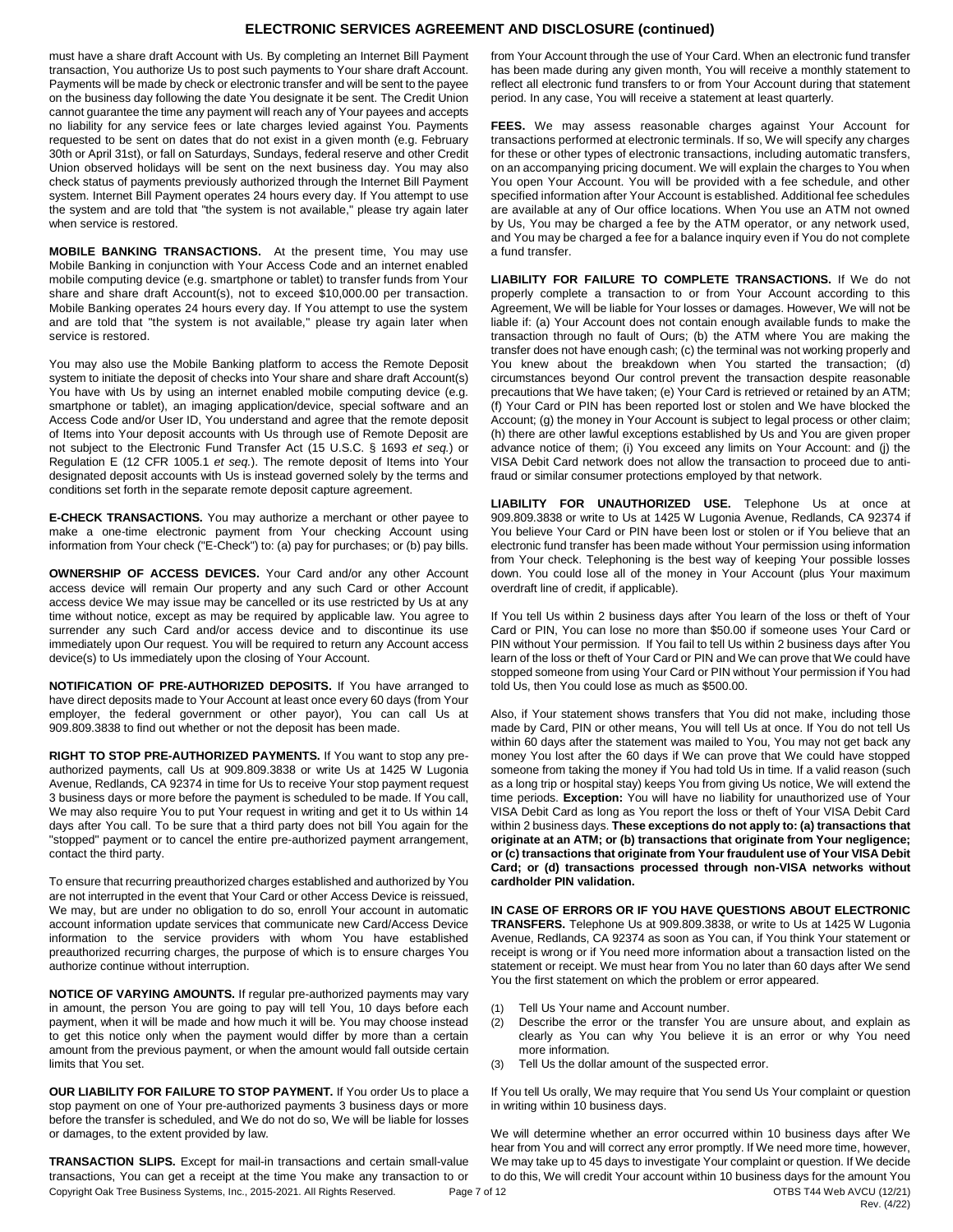must have a share draft Account with Us. By completing an Internet Bill Payment transaction, You authorize Us to post such payments to Your share draft Account. Payments will be made by check or electronic transfer and will be sent to the payee on the business day following the date You designate it be sent. The Credit Union cannot guarantee the time any payment will reach any of Your payees and accepts no liability for any service fees or late charges levied against You. Payments requested to be sent on dates that do not exist in a given month (e.g. February 30th or April 31st), or fall on Saturdays, Sundays, federal reserve and other Credit Union observed holidays will be sent on the next business day. You may also check status of payments previously authorized through the Internet Bill Payment system. Internet Bill Payment operates 24 hours every day. If You attempt to use the system and are told that "the system is not available," please try again later when service is restored.

**MOBILE BANKING TRANSACTIONS.** At the present time, You may use Mobile Banking in conjunction with Your Access Code and an internet enabled mobile computing device (e.g. smartphone or tablet) to transfer funds from Your share and share draft Account(s), not to exceed $10,000.00 per transaction. Mobile Banking operates 24 hours every day. If You attempt to use the system and are told that "the system is not available," please try again later when service is restored.

You may also use the Mobile Banking platform to access the Remote Deposit system to initiate the deposit of checks into Your share and share draft Account(s) You have with Us by using an internet enabled mobile computing device (e.g. smartphone or tablet), an imaging application/device, special software and an Access Code and/or User ID, You understand and agree that the remote deposit of Items into Your deposit accounts with Us through use of Remote Deposit are not subject to the Electronic Fund Transfer Act (15 U.S.C. § 1693 *et seq.*) or Regulation E (12 CFR 1005.1 *et seq.*). The remote deposit of Items into Your designated deposit accounts with Us is instead governed solely by the terms and conditions set forth in the separate remote deposit capture agreement.

**E-CHECK TRANSACTIONS.** You may authorize a merchant or other payee to make a one-time electronic payment from Your checking Account using information from Your check ("E-Check") to: (a) pay for purchases; or (b) pay bills.

**OWNERSHIP OF ACCESS DEVICES.** Your Card and/or any other Account access device will remain Our property and any such Card or other Account access device We may issue may be cancelled or its use restricted by Us at any time without notice, except as may be required by applicable law. You agree to surrender any such Card and/or access device and to discontinue its use immediately upon Our request. You will be required to return any Account access device(s) to Us immediately upon the closing of Your Account.

**NOTIFICATION OF PRE-AUTHORIZED DEPOSITS.** If You have arranged to have direct deposits made to Your Account at least once every 60 days (from Your employer, the federal government or other payor), You can call Us at 909.809.3838 to find out whether or not the deposit has been made.

**RIGHT TO STOP PRE-AUTHORIZED PAYMENTS.** If You want to stop any pre-authorized payments, call Us at 909.809.3838 or write Us at 1425 W Lugonia Avenue, Redlands, CA 92374 in time for Us to receive Your stop payment request 3 business days or more before the payment is scheduled to be made. If You call, We may also require You to put Your request in writing and get it to Us within 14 days after You call. To be sure that a third party does not bill You again for the "stopped" payment or to cancel the entire pre-authorized payment arrangement, contact the third party.

To ensure that recurring preauthorized charges established and authorized by You are not interrupted in the event that Your Card or other Access Device is reissued, We may, but are under no obligation to do so, enroll Your account in automatic account information update services that communicate new Card/Access Device information to the service providers with whom You have established preauthorized recurring charges, the purpose of which is to ensure charges You authorize continue without interruption.

**NOTICE OF VARYING AMOUNTS.** If regular pre-authorized payments may vary in amount, the person You are going to pay will tell You, 10 days before each payment, when it will be made and how much it will be. You may choose instead to get this notice only when the payment would differ by more than a certain amount from the previous payment, or when the amount would fall outside certain limits that You set.

**OUR LIABILITY FOR FAILURE TO STOP PAYMENT.** If You order Us to place a stop payment on one of Your pre-authorized payments 3 business days or more before the transfer is scheduled, and We do not do so, We will be liable for losses or damages, to the extent provided by law.

**TRANSACTION SLIPS.** Except for mail-in transactions and certain small-value transactions, You can get a receipt at the time You make any transaction to or from Your Account through the use of Your Card. When an electronic fund transfer has been made during any given month, You will receive a monthly statement to reflect all electronic fund transfers to or from Your Account during that statement period. In any case, You will receive a statement at least quarterly.

**FEES.** We may assess reasonable charges against Your Account for transactions performed at electronic terminals. If so, We will specify any charges for these or other types of electronic transactions, including automatic transfers, on an accompanying pricing document. We will explain the charges to You when You open Your Account. You will be provided with a fee schedule, and other specified information after Your Account is established. Additional fee schedules are available at any of Our office locations. When You use an ATM not owned by Us, You may be charged a fee by the ATM operator, or any network used, and You may be charged a fee for a balance inquiry even if You do not complete a fund transfer.

**LIABILITY FOR FAILURE TO COMPLETE TRANSACTIONS.** If We do not properly complete a transaction to or from Your Account according to this Agreement, We will be liable for Your losses or damages. However, We will not be liable if: (a) Your Account does not contain enough available funds to make the transaction through no fault of Ours; (b) the ATM where You are making the transfer does not have enough cash; (c) the terminal was not working properly and You knew about the breakdown when You started the transaction; (d) circumstances beyond Our control prevent the transaction despite reasonable precautions that We have taken; (e) Your Card is retrieved or retained by an ATM; (f) Your Card or PIN has been reported lost or stolen and We have blocked the Account; (g) the money in Your Account is subject to legal process or other claim; (h) there are other lawful exceptions established by Us and You are given proper advance notice of them; (i) You exceed any limits on Your Account: and (j) the VISA Debit Card network does not allow the transaction to proceed due to anti-fraud or similar consumer protections employed by that network.

**LIABILITY FOR UNAUTHORIZED USE.** Telephone Us at once at 909.809.3838 or write to Us at 1425 W Lugonia Avenue, Redlands, CA 92374 if You believe Your Card or PIN has been lost or stolen or if You believe that an electronic fund transfer has been made without Your permission using information from Your check. Telephoning is the best way of keeping Your possible losses down. You could lose all of the money in Your Account (plus Your maximum overdraft line of credit, if applicable).

If You tell Us within 2 business days after You learn of the loss or theft of Your Card or PIN, You can lose no more than $50.00 if someone uses Your Card or PIN without Your permission. If You fail to tell Us within 2 business days after You learn of the loss or theft of Your Card or PIN and We can prove that We could have stopped someone from using Your Card or PIN without Your permission if You had told Us, then You could lose as much as $500.00.

Also, if Your statement shows transfers that You did not make, including those made by Card, PIN or other means, You will tell Us at once. If You do not tell Us within 60 days after the statement was mailed to You, You may not get back any money You lost after the 60 days if We can prove that We could have stopped someone from taking the money if You had told Us in time. If a valid reason (such as a long trip or hospital stay) keeps You from giving Us notice, We will extend the time periods. **Exception:** You will have no liability for unauthorized use of Your VISA Debit Card as long as You report the loss or theft of Your VISA Debit Card within 2 business days. **These exceptions do not apply to: (a) transactions that originate at an ATM; or (b) transactions that originate from Your negligence; or (c) transactions that originate from Your fraudulent use of Your VISA Debit Card; or (d) transactions processed through non-VISA networks without cardholder PIN validation.**

**IN CASE OF ERRORS OR IF YOU HAVE QUESTIONS ABOUT ELECTRONIC TRANSFERS.** Telephone Us at 909.809.3838, or write to Us at 1425 W Lugonia Avenue, Redlands, CA 92374 as soon as You can, if You think Your statement or receipt is wrong or if You need more information about a transaction listed on the statement or receipt. We must hear from You no later than 60 days after We send You the first statement on which the problem or error appeared.

(1) Tell Us Your name and Account number.
(2) Describe the error or the transfer You are unsure about, and explain as clearly as You can why You believe it is an error or why You need more information.
(3) Tell Us the dollar amount of the suspected error.

If You tell Us orally, We may require that You send Us Your complaint or question in writing within 10 business days.

We will determine whether an error occurred within 10 business days after We hear from You and will correct any error promptly. If We need more time, however, We may take up to 45 days to investigate Your complaint or question. If We decide to do this, We will credit Your account within 10 business days for the amount You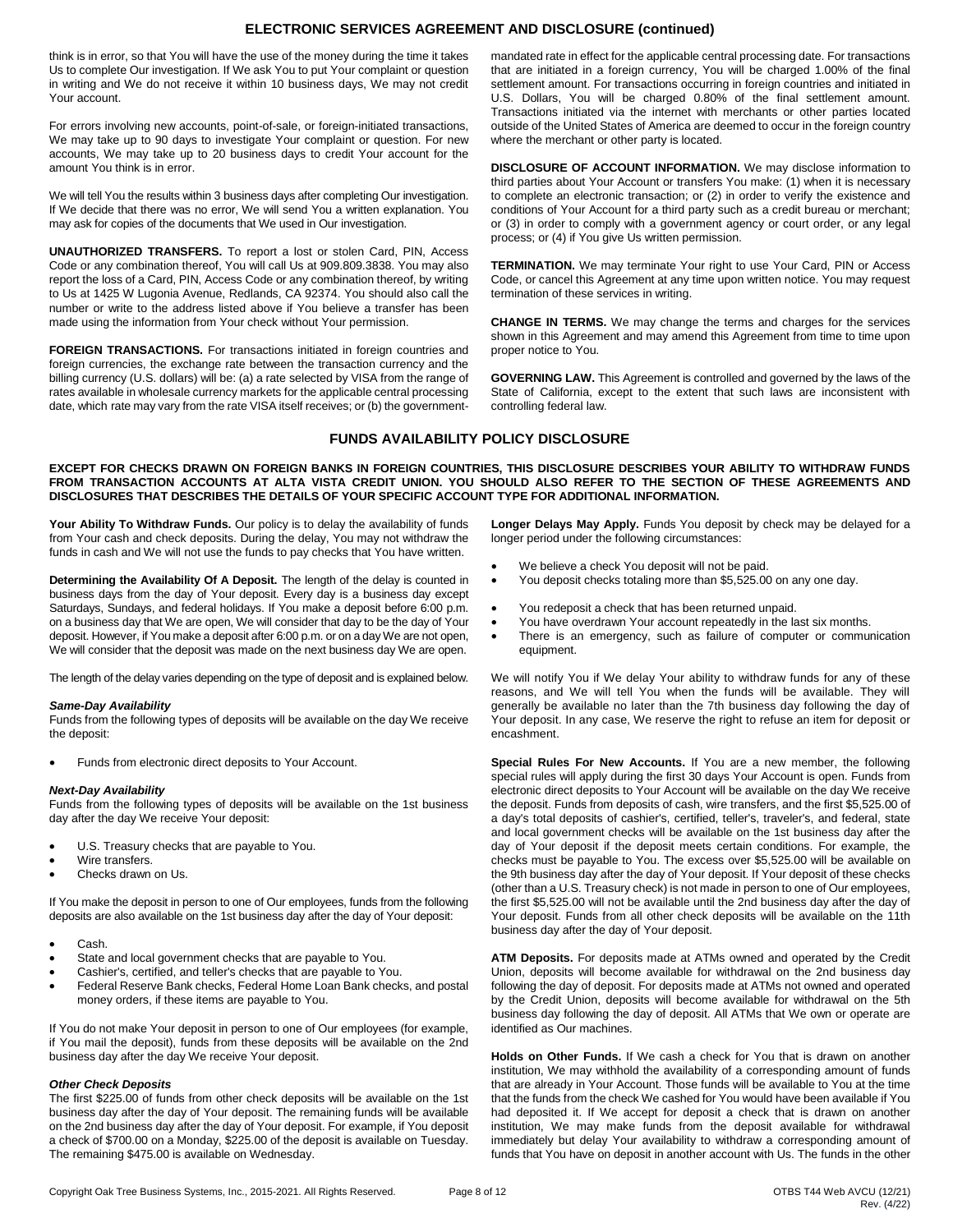## ELECTRONIC SERVICES AGREEMENT AND DISCLOSURE (continued)

think is in error, so that You will have the use of the money during the time it takes Us to complete Our investigation. If We ask You to put Your complaint or question in writing and We do not receive it within 10 business days, We may not credit Your account.

For errors involving new accounts, point-of-sale, or foreign-initiated transactions, We may take up to 90 days to investigate Your complaint or question. For new accounts, We may take up to 20 business days to credit Your account for the amount You think is in error.

We will tell You the results within 3 business days after completing Our investigation. If We decide that there was no error, We will send You a written explanation. You may ask for copies of the documents that We used in Our investigation.

**UNAUTHORIZED TRANSFERS.** To report a lost or stolen Card, PIN, Access Code or any combination thereof, You will call Us at 909.809.3838. You may also report the loss of a Card, PIN, Access Code or any combination thereof, by writing to Us at 1425 W Lugonia Avenue, Redlands, CA 92374. You should also call the number or write to the address listed above if You believe a transfer has been made using the information from Your check without Your permission.

**FOREIGN TRANSACTIONS.** For transactions initiated in foreign countries and foreign currencies, the exchange rate between the transaction currency and the billing currency (U.S. dollars) will be: (a) a rate selected by VISA from the range of rates available in wholesale currency markets for the applicable central processing date, which rate may vary from the rate VISA itself receives; or (b) the government-mandated rate in effect for the applicable central processing date. For transactions that are initiated in a foreign currency, You will be charged 1.00% of the final settlement amount. For transactions occurring in foreign countries and initiated in U.S. Dollars, You will be charged 0.80% of the final settlement amount. Transactions initiated via the internet with merchants or other parties located outside of the United States of America are deemed to occur in the foreign country where the merchant or other party is located.

**DISCLOSURE OF ACCOUNT INFORMATION.** We may disclose information to third parties about Your Account or transfers You make: (1) when it is necessary to complete an electronic transaction; or (2) in order to verify the existence and conditions of Your Account for a third party such as a credit bureau or merchant; or (3) in order to comply with a government agency or court order, or any legal process; or (4) if You give Us written permission.

**TERMINATION.** We may terminate Your right to use Your Card, PIN or Access Code, or cancel this Agreement at any time upon written notice. You may request termination of these services in writing.

**CHANGE IN TERMS.** We may change the terms and charges for the services shown in this Agreement and may amend this Agreement from time to time upon proper notice to You.

**GOVERNING LAW.** This Agreement is controlled and governed by the laws of the State of California, except to the extent that such laws are inconsistent with controlling federal law.

## FUNDS AVAILABILITY POLICY DISCLOSURE

**EXCEPT FOR CHECKS DRAWN ON FOREIGN BANKS IN FOREIGN COUNTRIES, THIS DISCLOSURE DESCRIBES YOUR ABILITY TO WITHDRAW FUNDS FROM TRANSACTION ACCOUNTS AT ALTA VISTA CREDIT UNION. YOU SHOULD ALSO REFER TO THE SECTION OF THESE AGREEMENTS AND DISCLOSURES THAT DESCRIBES THE DETAILS OF YOUR SPECIFIC ACCOUNT TYPE FOR ADDITIONAL INFORMATION.**

**Your Ability To Withdraw Funds.** Our policy is to delay the availability of funds from Your cash and check deposits. During the delay, You may not withdraw the funds in cash and We will not use the funds to pay checks that You have written.

**Determining the Availability Of A Deposit.** The length of the delay is counted in business days from the day of Your deposit. Every day is a business day except Saturdays, Sundays, and federal holidays. If You make a deposit before 6:00 p.m. on a business day that We are open, We will consider that day to be the day of Your deposit. However, if You make a deposit after 6:00 p.m. or on a day We are not open, We will consider that the deposit was made on the next business day We are open.

The length of the delay varies depending on the type of deposit and is explained below.

***Same-Day Availability***

Funds from the following types of deposits will be available on the day We receive the deposit:

- Funds from electronic direct deposits to Your Account.

***Next-Day Availability***

Funds from the following types of deposits will be available on the 1st business day after the day We receive Your deposit:

- U.S. Treasury checks that are payable to You.
- Wire transfers.
- Checks drawn on Us.

If You make the deposit in person to one of Our employees, funds from the following deposits are also available on the 1st business day after the day of Your deposit:

- Cash.
- State and local government checks that are payable to You.
- Cashier's, certified, and teller's checks that are payable to You.
- Federal Reserve Bank checks, Federal Home Loan Bank checks, and postal money orders, if these items are payable to You.

If You do not make Your deposit in person to one of Our employees (for example, if You mail the deposit), funds from these deposits will be available on the 2nd business day after the day We receive Your deposit.

***Other Check Deposits***

The first $225.00 of funds from other check deposits will be available on the 1st business day after the day of Your deposit. The remaining funds will be available on the 2nd business day after the day of Your deposit. For example, if You deposit a check of $700.00 on a Monday, $225.00 of the deposit is available on Tuesday. The remaining $475.00 is available on Wednesday.

**Longer Delays May Apply.** Funds You deposit by check may be delayed for a longer period under the following circumstances:

- We believe a check You deposit will not be paid.
- You deposit checks totaling more than $5,525.00 on any one day.
- You redeposit a check that has been returned unpaid.
- You have overdrawn Your account repeatedly in the last six months.
- There is an emergency, such as failure of computer or communication equipment.

We will notify You if We delay Your ability to withdraw funds for any of these reasons, and We will tell You when the funds will be available. They will generally be available no later than the 7th business day following the day of Your deposit. In any case, We reserve the right to refuse an item for deposit or encashment.

**Special Rules For New Accounts.** If You are a new member, the following special rules will apply during the first 30 days Your Account is open. Funds from electronic direct deposits to Your Account will be available on the day We receive the deposit. Funds from deposits of cash, wire transfers, and the first $5,525.00 of a day's total deposits of cashier's, certified, teller's, traveler's, and federal, state and local government checks will be available on the 1st business day after the day of Your deposit if the deposit meets certain conditions. For example, the checks must be payable to You. The excess over $5,525.00 will be available on the 9th business day after the day of Your deposit. If Your deposit of these checks (other than a U.S. Treasury check) is not made in person to one of Our employees, the first $5,525.00 will not be available until the 2nd business day after the day of Your deposit. Funds from all other check deposits will be available on the 11th business day after the day of Your deposit.

**ATM Deposits.** For deposits made at ATMs owned and operated by the Credit Union, deposits will become available for withdrawal on the 2nd business day following the day of deposit. For deposits made at ATMs not owned and operated by the Credit Union, deposits will become available for withdrawal on the 5th business day following the day of deposit. All ATMs that We own or operate are identified as Our machines.

**Holds on Other Funds.** If We cash a check for You that is drawn on another institution, We may withhold the availability of a corresponding amount of funds that are already in Your Account. Those funds will be available to You at the time that the funds from the check We cashed for You would have been available if You had deposited it. If We accept for deposit a check that is drawn on another institution, We may make funds from the deposit available for withdrawal immediately but delay Your availability to withdraw a corresponding amount of funds that You have on deposit in another account with Us. The funds in the other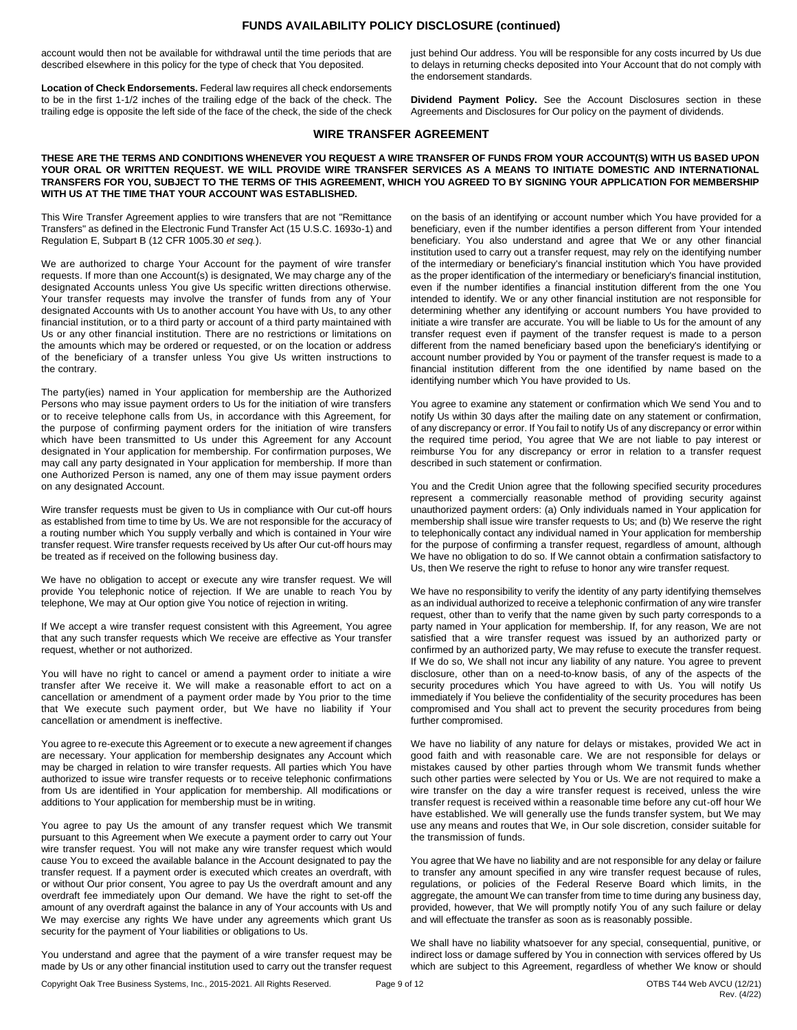## FUNDS AVAILABILITY POLICY DISCLOSURE (continued)

account would then not be available for withdrawal until the time periods that are described elsewhere in this policy for the type of check that You deposited.

**Location of Check Endorsements.** Federal law requires all check endorsements to be in the first 1-1/2 inches of the trailing edge of the back of the check. The trailing edge is opposite the left side of the face of the check, the side of the check just behind Our address. You will be responsible for any costs incurred by Us due to delays in returning checks deposited into Your Account that do not comply with the endorsement standards.

**Dividend Payment Policy.** See the Account Disclosures section in these Agreements and Disclosures for Our policy on the payment of dividends.

## WIRE TRANSFER AGREEMENT

**THESE ARE THE TERMS AND CONDITIONS WHENEVER YOU REQUEST A WIRE TRANSFER OF FUNDS FROM YOUR ACCOUNT(S) WITH US BASED UPON YOUR ORAL OR WRITTEN REQUEST. WE WILL PROVIDE WIRE TRANSFER SERVICES AS A MEANS TO INITIATE DOMESTIC AND INTERNATIONAL TRANSFERS FOR YOU, SUBJECT TO THE TERMS OF THIS AGREEMENT, WHICH YOU AGREED TO BY SIGNING YOUR APPLICATION FOR MEMBERSHIP WITH US AT THE TIME THAT YOUR ACCOUNT WAS ESTABLISHED.**

This Wire Transfer Agreement applies to wire transfers that are not "Remittance Transfers" as defined in the Electronic Fund Transfer Act (15 U.S.C. 1693o-1) and Regulation E, Subpart B (12 CFR 1005.30 *et seq.*).

We are authorized to charge Your Account for the payment of wire transfer requests. If more than one Account(s) is designated, We may charge any of the designated Accounts unless You give Us specific written directions otherwise. Your transfer requests may involve the transfer of funds from any of Your designated Accounts with Us to another account You have with Us, to any other financial institution, or to a third party or account of a third party maintained with Us or any other financial institution. There are no restrictions or limitations on the amounts which may be ordered or requested, or on the location or address of the beneficiary of a transfer unless You give Us written instructions to the contrary.

The party(ies) named in Your application for membership are the Authorized Persons who may issue payment orders to Us for the initiation of wire transfers or to receive telephone calls from Us, in accordance with this Agreement, for the purpose of confirming payment orders for the initiation of wire transfers which have been transmitted to Us under this Agreement for any Account designated in Your application for membership. For confirmation purposes, We may call any party designated in Your application for membership. If more than one Authorized Person is named, any one of them may issue payment orders on any designated Account.

Wire transfer requests must be given to Us in compliance with Our cut-off hours as established from time to time by Us. We are not responsible for the accuracy of a routing number which You supply verbally and which is contained in Your wire transfer request. Wire transfer requests received by Us after Our cut-off hours may be treated as if received on the following business day.

We have no obligation to accept or execute any wire transfer request. We will provide You telephonic notice of rejection. If We are unable to reach You by telephone, We may at Our option give You notice of rejection in writing.

If We accept a wire transfer request consistent with this Agreement, You agree that any such transfer requests which We receive are effective as Your transfer request, whether or not authorized.

You will have no right to cancel or amend a payment order to initiate a wire transfer after We receive it. We will make a reasonable effort to act on a cancellation or amendment of a payment order made by You prior to the time that We execute such payment order, but We have no liability if Your cancellation or amendment is ineffective.

You agree to re-execute this Agreement or to execute a new agreement if changes are necessary. Your application for membership designates any Account which may be charged in relation to wire transfer requests. All parties which You have authorized to issue wire transfer requests or to receive telephonic confirmations from Us are identified in Your application for membership. All modifications or additions to Your application for membership must be in writing.

You agree to pay Us the amount of any transfer request which We transmit pursuant to this Agreement when We execute a payment order to carry out Your wire transfer request. You will not make any wire transfer request which would cause You to exceed the available balance in the Account designated to pay the transfer request. If a payment order is executed which creates an overdraft, with or without Our prior consent, You agree to pay Us the overdraft amount and any overdraft fee immediately upon Our demand. We have the right to set-off the amount of any overdraft against the balance in any of Your accounts with Us and We may exercise any rights We have under any agreements which grant Us security for the payment of Your liabilities or obligations to Us.

You understand and agree that the payment of a wire transfer request may be made by Us or any other financial institution used to carry out the transfer request on the basis of an identifying or account number which You have provided for a beneficiary, even if the number identifies a person different from Your intended beneficiary. You also understand and agree that We or any other financial institution used to carry out a transfer request, may rely on the identifying number of the intermediary or beneficiary's financial institution which You have provided as the proper identification of the intermediary or beneficiary's financial institution, even if the number identifies a financial institution different from the one You intended to identify. We or any other financial institution are not responsible for determining whether any identifying or account numbers You have provided to initiate a wire transfer are accurate. You will be liable to Us for the amount of any transfer request even if payment of the transfer request is made to a person different from the named beneficiary based upon the beneficiary's identifying or account number provided by You or payment of the transfer request is made to a financial institution different from the one identified by name based on the identifying number which You have provided to Us.

You agree to examine any statement or confirmation which We send You and to notify Us within 30 days after the mailing date on any statement or confirmation, of any discrepancy or error. If You fail to notify Us of any discrepancy or error within the required time period, You agree that We are not liable to pay interest or reimburse You for any discrepancy or error in relation to a transfer request described in such statement or confirmation.

You and the Credit Union agree that the following specified security procedures represent a commercially reasonable method of providing security against unauthorized payment orders: (a) Only individuals named in Your application for membership shall issue wire transfer requests to Us; and (b) We reserve the right to telephonically contact any individual named in Your application for membership for the purpose of confirming a transfer request, regardless of amount, although We have no obligation to do so. If We cannot obtain a confirmation satisfactory to Us, then We reserve the right to refuse to honor any wire transfer request.

We have no responsibility to verify the identity of any party identifying themselves as an individual authorized to receive a telephonic confirmation of any wire transfer request, other than to verify that the name given by such party corresponds to a party named in Your application for membership. If, for any reason, We are not satisfied that a wire transfer request was issued by an authorized party or confirmed by an authorized party, We may refuse to execute the transfer request. If We do so, We shall not incur any liability of any nature. You agree to prevent disclosure, other than on a need-to-know basis, of any of the aspects of the security procedures which You have agreed to with Us. You will notify Us immediately if You believe the confidentiality of the security procedures has been compromised and You shall act to prevent the security procedures from being further compromised.

We have no liability of any nature for delays or mistakes, provided We act in good faith and with reasonable care. We are not responsible for delays or mistakes caused by other parties through whom We transmit funds whether such other parties were selected by You or Us. We are not required to make a wire transfer on the day a wire transfer request is received, unless the wire transfer request is received within a reasonable time before any cut-off hour We have established. We will generally use the funds transfer system, but We may use any means and routes that We, in Our sole discretion, consider suitable for the transmission of funds.

You agree that We have no liability and are not responsible for any delay or failure to transfer any amount specified in any wire transfer request because of rules, regulations, or policies of the Federal Reserve Board which limits, in the aggregate, the amount We can transfer from time to time during any business day, provided, however, that We will promptly notify You of any such failure or delay and will effectuate the transfer as soon as is reasonably possible.

We shall have no liability whatsoever for any special, consequential, punitive, or indirect loss or damage suffered by You in connection with services offered by Us which are subject to this Agreement, regardless of whether We know or should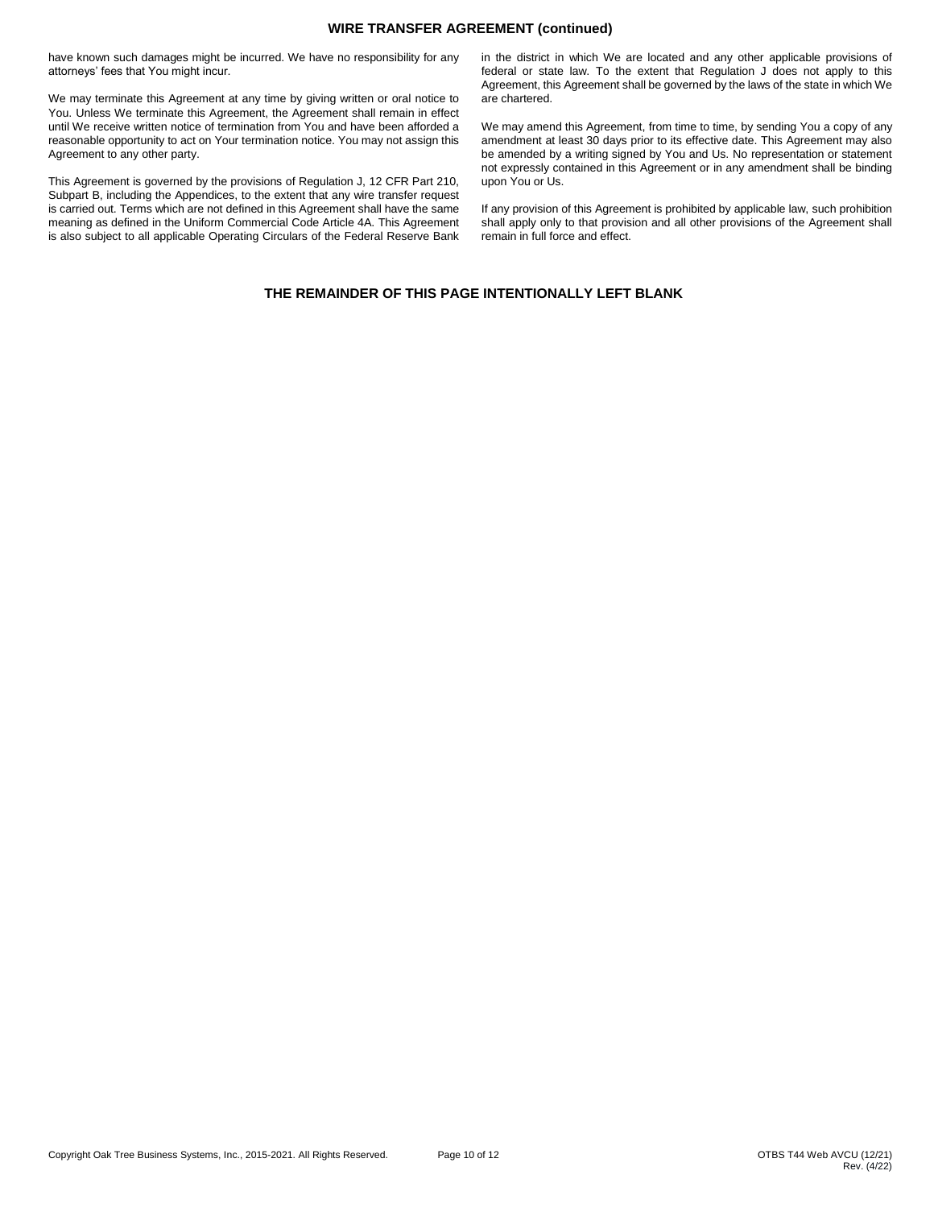## WIRE TRANSFER AGREEMENT (continued)

have known such damages might be incurred. We have no responsibility for any attorneys' fees that You might incur.

We may terminate this Agreement at any time by giving written or oral notice to You. Unless We terminate this Agreement, the Agreement shall remain in effect until We receive written notice of termination from You and have been afforded a reasonable opportunity to act on Your termination notice. You may not assign this Agreement to any other party.

This Agreement is governed by the provisions of Regulation J, 12 CFR Part 210, Subpart B, including the Appendices, to the extent that any wire transfer request is carried out. Terms which are not defined in this Agreement shall have the same meaning as defined in the Uniform Commercial Code Article 4A. This Agreement is also subject to all applicable Operating Circulars of the Federal Reserve Bank in the district in which We are located and any other applicable provisions of federal or state law. To the extent that Regulation J does not apply to this Agreement, this Agreement shall be governed by the laws of the state in which We are chartered.

We may amend this Agreement, from time to time, by sending You a copy of any amendment at least 30 days prior to its effective date. This Agreement may also be amended by a writing signed by You and Us. No representation or statement not expressly contained in this Agreement or in any amendment shall be binding upon You or Us.

If any provision of this Agreement is prohibited by applicable law, such prohibition shall apply only to that provision and all other provisions of the Agreement shall remain in full force and effect.

**THE REMAINDER OF THIS PAGE INTENTIONALLY LEFT BLANK**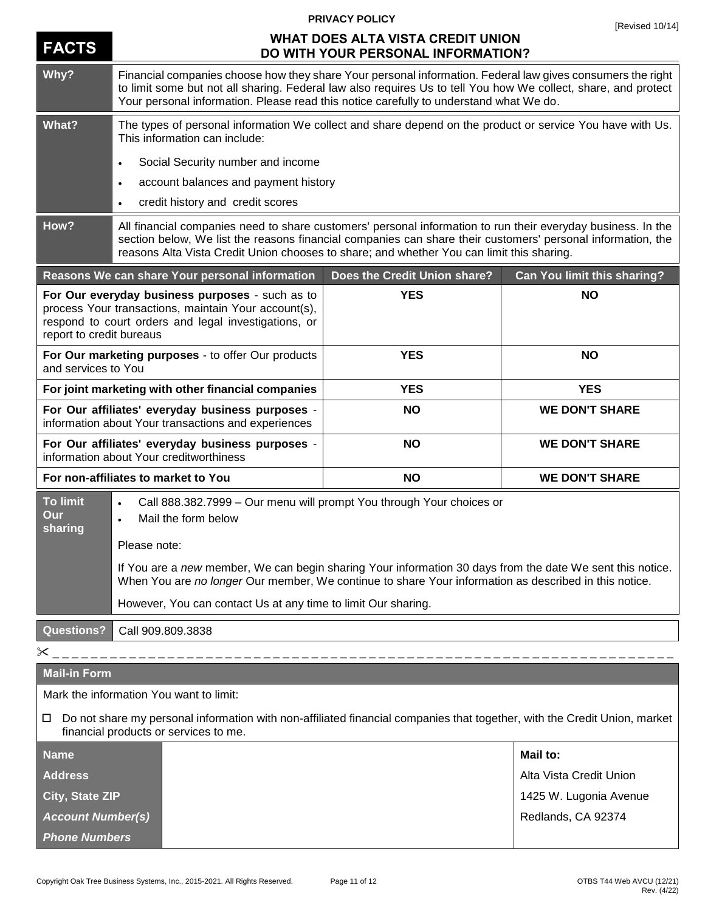PRIVACY POLICY

[Revised 10/14]

# FACTS — WHAT DOES ALTA VISTA CREDIT UNION DO WITH YOUR PERSONAL INFORMATION?

| | |
|---|---|
| **Why?** | Financial companies choose how they share Your personal information. Federal law gives consumers the right to limit some but not all sharing. Federal law also requires Us to tell You how We collect, share, and protect Your personal information. Please read this notice carefully to understand what We do. |
| **What?** | The types of personal information We collect and share depend on the product or service You have with Us. This information can include:<br>• Social Security number and income<br>• account balances and payment history<br>• credit history and credit scores |
| **How?** | All financial companies need to share customers' personal information to run their everyday business. In the section below, We list the reasons financial companies can share their customers' personal information, the reasons Alta Vista Credit Union chooses to share; and whether You can limit this sharing. |

| Reasons We can share Your personal information | Does the Credit Union share? | Can You limit this sharing? |
|---|---|---|
| **For Our everyday business purposes** - such as to process Your transactions, maintain Your account(s), respond to court orders and legal investigations, or report to credit bureaus | **YES** | **NO** |
| **For Our marketing purposes** - to offer Our products and services to You | **YES** | **NO** |
| **For joint marketing with other financial companies** | **YES** | **YES** |
| **For Our affiliates' everyday business purposes** - information about Your transactions and experiences | **NO** | **WE DON'T SHARE** |
| **For Our affiliates' everyday business purposes** - information about Your creditworthiness | **NO** | **WE DON'T SHARE** |
| **For non-affiliates to market to You** | **NO** | **WE DON'T SHARE** |

| | |
|---|---|
| **To limit Our sharing** | • Call 888.382.7999 – Our menu will prompt You through Your choices or<br>• Mail the form below<br><br>Please note:<br><br>If You are a *new* member, We can begin sharing Your information 30 days from the date We sent this notice. When You are *no longer* Our member, We continue to share Your information as described in this notice.<br><br>However, You can contact Us at any time to limit Our sharing. |
| **Questions?** | Call 909.809.3838 |

✂ - - - - - - - - - - - - - - - - - - - - - - - - - - - - - - - - - - - -

**Mail-in Form**

Mark the information You want to limit:

☐ Do not share my personal information with non-affiliated financial companies that together, with the Credit Union, market financial products or services to me.

| | | |
|---|---|---|
| **Name** | | **Mail to:** |
| **Address** | | Alta Vista Credit Union |
| **City, State ZIP** | | 1425 W. Lugonia Avenue |
| ***Account Number(s)*** | | Redlands, CA 92374 |
| ***Phone Numbers*** | | |

Copyright Oak Tree Business Systems, Inc., 2015-2021. All Rights Reserved. OTBS T44 Web AVCU (12/21) Rev. (4/22)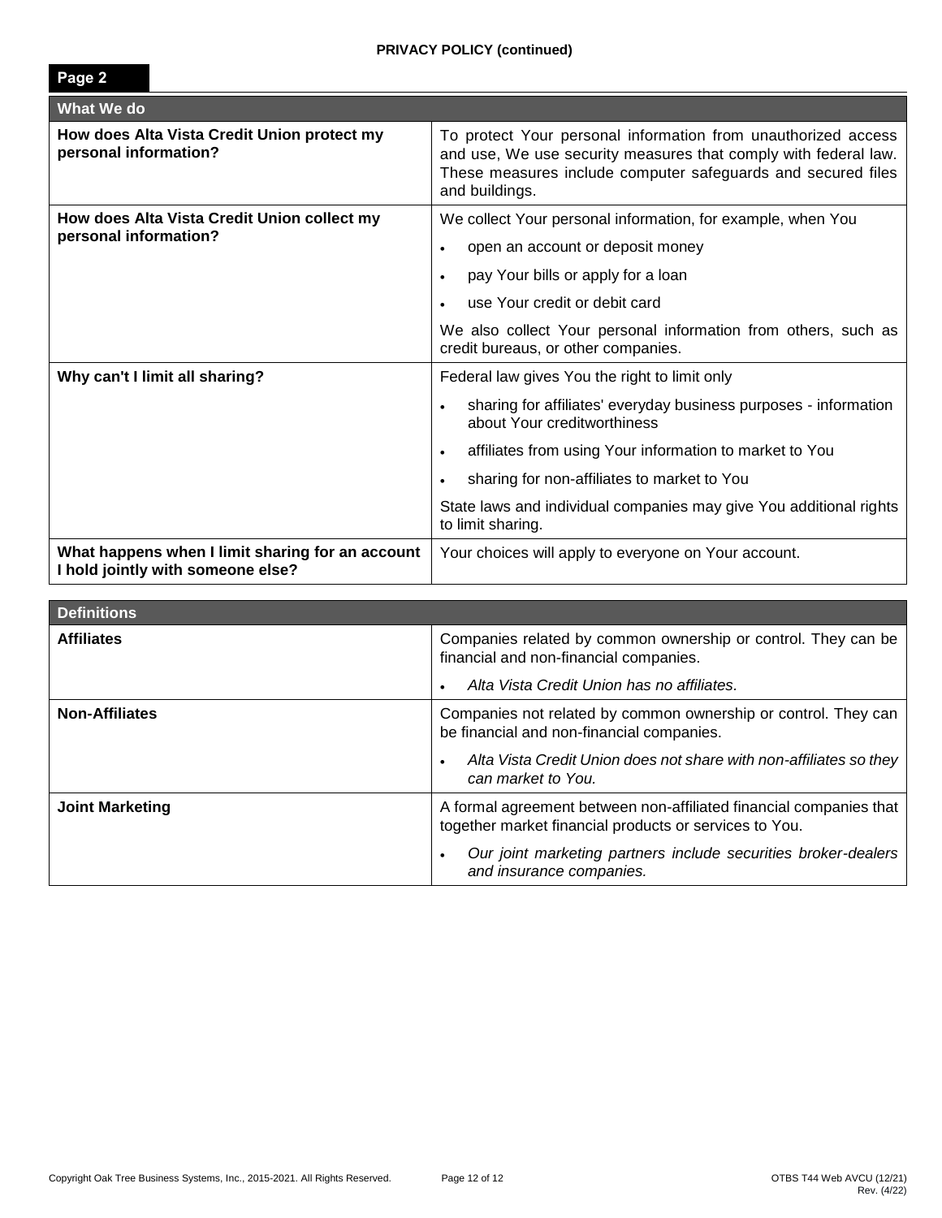**PRIVACY POLICY (continued)**

**Page 2**

| What We do | |
|---|---|
| **How does Alta Vista Credit Union protect my personal information?** | To protect Your personal information from unauthorized access and use, We use security measures that comply with federal law. These measures include computer safeguards and secured files and buildings. |
| **How does Alta Vista Credit Union collect my personal information?** | We collect Your personal information, for example, when You<br>• open an account or deposit money<br>• pay Your bills or apply for a loan<br>• use Your credit or debit card<br>We also collect Your personal information from others, such as credit bureaus, or other companies. |
| **Why can't I limit all sharing?** | Federal law gives You the right to limit only<br>• sharing for affiliates' everyday business purposes - information about Your creditworthiness<br>• affiliates from using Your information to market to You<br>• sharing for non-affiliates to market to You<br>State laws and individual companies may give You additional rights to limit sharing. |
| **What happens when I limit sharing for an account I hold jointly with someone else?** | Your choices will apply to everyone on Your account. |

| Definitions | |
|---|---|
| **Affiliates** | Companies related by common ownership or control. They can be financial and non-financial companies.<br>• *Alta Vista Credit Union has no affiliates.* |
| **Non-Affiliates** | Companies not related by common ownership or control. They can be financial and non-financial companies.<br>• *Alta Vista Credit Union does not share with non-affiliates so they can market to You.* |
| **Joint Marketing** | A formal agreement between non-affiliated financial companies that together market financial products or services to You.<br>• *Our joint marketing partners include securities broker-dealers and insurance companies.* |

Copyright Oak Tree Business Systems, Inc., 2015-2021. All Rights Reserved.

OTBS T44 Web AVCU (12/21) Rev. (4/22)